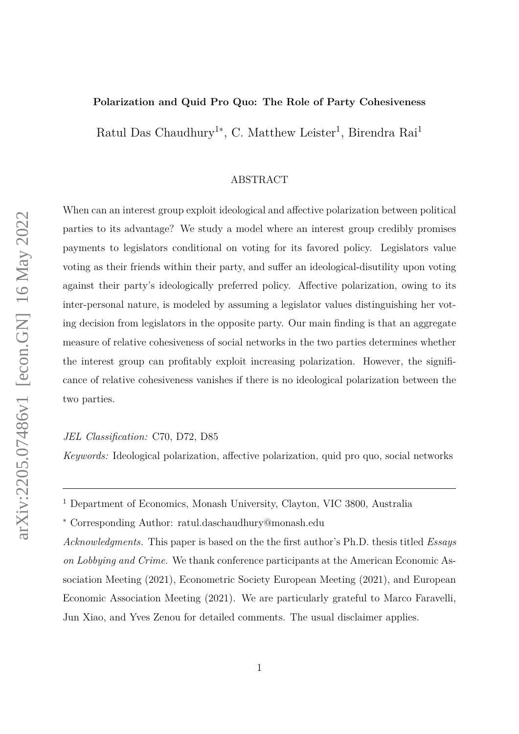# Polarization and Quid Pro Quo: The Role of Party Cohesiveness

Ratul Das Chaudhury[1*], C. Matthew Leister[1], Birendra Rai[1]

## ABSTRACT

When can an interest group exploit ideological and affective polarization between political parties to its advantage? We study a model where an interest group credibly promises payments to legislators conditional on voting for its favored policy. Legislators value voting as their friends within their party, and suffer an ideological-disutility upon voting against their party's ideologically preferred policy. Affective polarization, owing to its inter-personal nature, is modeled by assuming a legislator values distinguishing her voting decision from legislators in the opposite party. Our main finding is that an aggregate measure of relative cohesiveness of social networks in the two parties determines whether the interest group can profitably exploit increasing polarization. However, the significance of relative cohesiveness vanishes if there is no ideological polarization between the two parties.

*JEL Classification:* C70, D72, D85

*Keywords:* Ideological polarization, affective polarization, quid pro quo, social networks

---

[1] Department of Economics, Monash University, Clayton, VIC 3800, Australia

[*] Corresponding Author: ratul.daschaudhury@monash.edu

*Acknowledgments.* This paper is based on the the first author's Ph.D. thesis titled *Essays on Lobbying and Crime.* We thank conference participants at the American Economic Association Meeting (2021), Econometric Society European Meeting (2021), and European Economic Association Meeting (2021). We are particularly grateful to Marco Faravelli, Jun Xiao, and Yves Zenou for detailed comments. The usual disclaimer applies.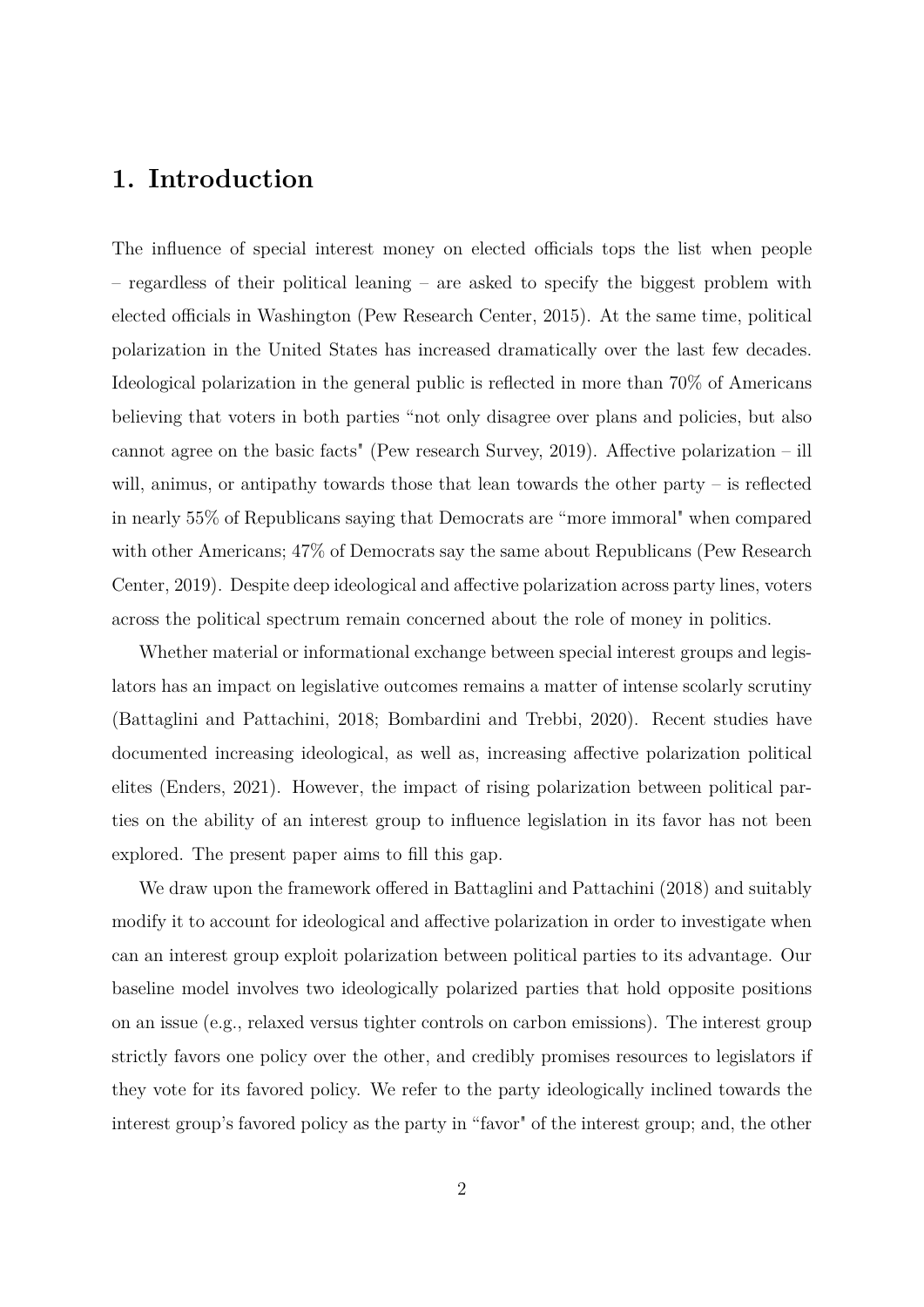# 1. Introduction

The influence of special interest money on elected officials tops the list when people – regardless of their political leaning – are asked to specify the biggest problem with elected officials in Washington (Pew Research Center, 2015). At the same time, political polarization in the United States has increased dramatically over the last few decades. Ideological polarization in the general public is reflected in more than 70% of Americans believing that voters in both parties "not only disagree over plans and policies, but also cannot agree on the basic facts" (Pew research Survey, 2019). Affective polarization – ill will, animus, or antipathy towards those that lean towards the other party – is reflected in nearly 55% of Republicans saying that Democrats are "more immoral" when compared with other Americans; 47% of Democrats say the same about Republicans (Pew Research Center, 2019). Despite deep ideological and affective polarization across party lines, voters across the political spectrum remain concerned about the role of money in politics.

Whether material or informational exchange between special interest groups and legislators has an impact on legislative outcomes remains a matter of intense scolarly scrutiny (Battaglini and Pattachini, 2018; Bombardini and Trebbi, 2020). Recent studies have documented increasing ideological, as well as, increasing affective polarization political elites (Enders, 2021). However, the impact of rising polarization between political parties on the ability of an interest group to influence legislation in its favor has not been explored. The present paper aims to fill this gap.

We draw upon the framework offered in Battaglini and Pattachini (2018) and suitably modify it to account for ideological and affective polarization in order to investigate when can an interest group exploit polarization between political parties to its advantage. Our baseline model involves two ideologically polarized parties that hold opposite positions on an issue (e.g., relaxed versus tighter controls on carbon emissions). The interest group strictly favors one policy over the other, and credibly promises resources to legislators if they vote for its favored policy. We refer to the party ideologically inclined towards the interest group's favored policy as the party in "favor" of the interest group; and, the other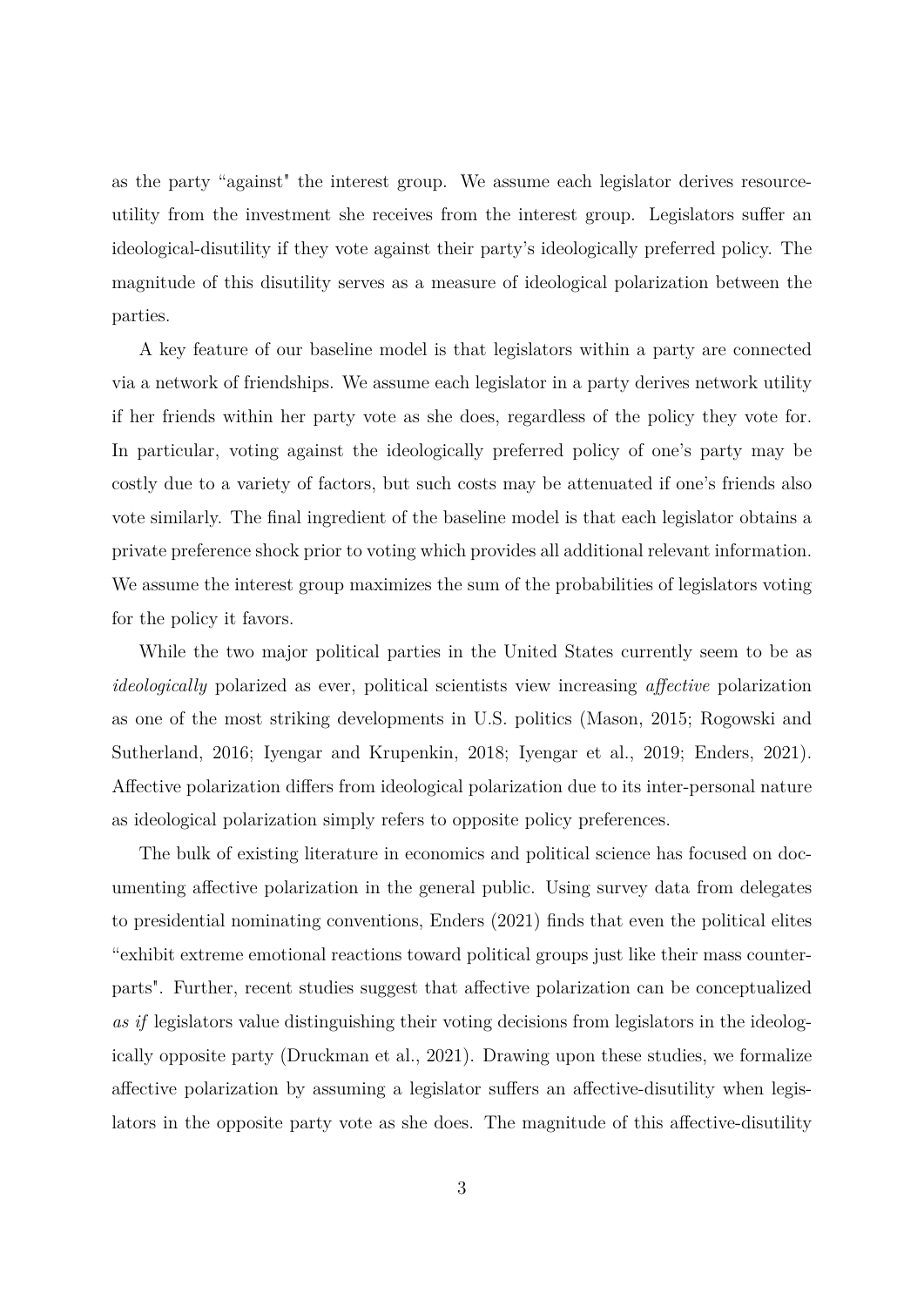as the party "against" the interest group. We assume each legislator derives resource-utility from the investment she receives from the interest group. Legislators suffer an ideological-disutility if they vote against their party's ideologically preferred policy. The magnitude of this disutility serves as a measure of ideological polarization between the parties.

A key feature of our baseline model is that legislators within a party are connected via a network of friendships. We assume each legislator in a party derives network utility if her friends within her party vote as she does, regardless of the policy they vote for. In particular, voting against the ideologically preferred policy of one's party may be costly due to a variety of factors, but such costs may be attenuated if one's friends also vote similarly. The final ingredient of the baseline model is that each legislator obtains a private preference shock prior to voting which provides all additional relevant information. We assume the interest group maximizes the sum of the probabilities of legislators voting for the policy it favors.

While the two major political parties in the United States currently seem to be as *ideologically* polarized as ever, political scientists view increasing *affective* polarization as one of the most striking developments in U.S. politics (Mason, 2015; Rogowski and Sutherland, 2016; Iyengar and Krupenkin, 2018; Iyengar et al., 2019; Enders, 2021). Affective polarization differs from ideological polarization due to its inter-personal nature as ideological polarization simply refers to opposite policy preferences.

The bulk of existing literature in economics and political science has focused on documenting affective polarization in the general public. Using survey data from delegates to presidential nominating conventions, Enders (2021) finds that even the political elites "exhibit extreme emotional reactions toward political groups just like their mass counterparts". Further, recent studies suggest that affective polarization can be conceptualized *as if* legislators value distinguishing their voting decisions from legislators in the ideologically opposite party (Druckman et al., 2021). Drawing upon these studies, we formalize affective polarization by assuming a legislator suffers an affective-disutility when legislators in the opposite party vote as she does. The magnitude of this affective-disutility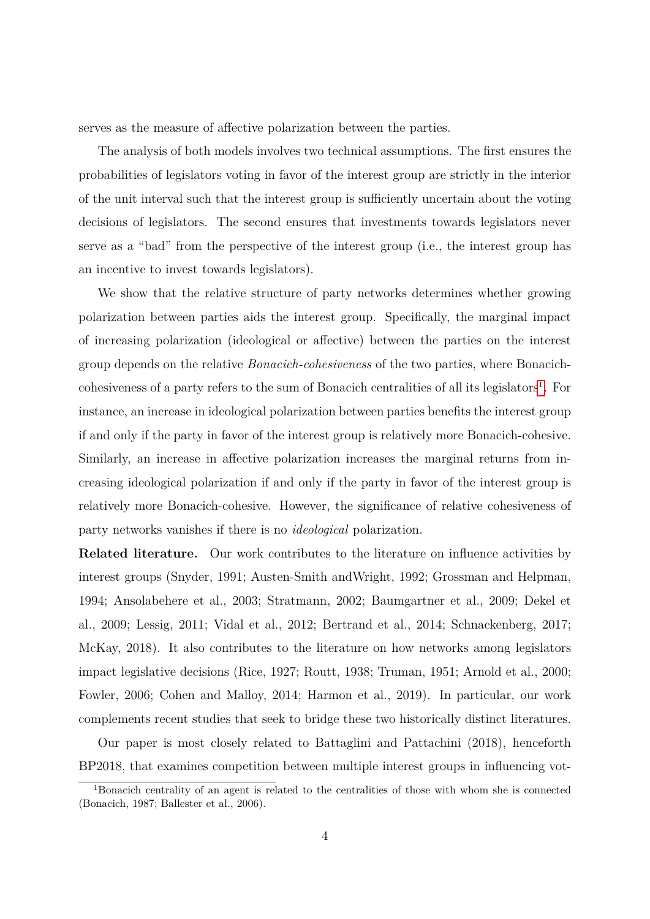serves as the measure of affective polarization between the parties.

The analysis of both models involves two technical assumptions. The first ensures the probabilities of legislators voting in favor of the interest group are strictly in the interior of the unit interval such that the interest group is sufficiently uncertain about the voting decisions of legislators. The second ensures that investments towards legislators never serve as a "bad" from the perspective of the interest group (i.e., the interest group has an incentive to invest towards legislators).

We show that the relative structure of party networks determines whether growing polarization between parties aids the interest group. Specifically, the marginal impact of increasing polarization (ideological or affective) between the parties on the interest group depends on the relative *Bonacich-cohesiveness* of the two parties, where Bonacich-cohesiveness of a party refers to the sum of Bonacich centralities of all its legislators[1]. For instance, an increase in ideological polarization between parties benefits the interest group if and only if the party in favor of the interest group is relatively more Bonacich-cohesive. Similarly, an increase in affective polarization increases the marginal returns from increasing ideological polarization if and only if the party in favor of the interest group is relatively more Bonacich-cohesive. However, the significance of relative cohesiveness of party networks vanishes if there is no *ideological* polarization.

**Related literature.** Our work contributes to the literature on influence activities by interest groups (Snyder, 1991; Austen-Smith andWright, 1992; Grossman and Helpman, 1994; Ansolabehere et al., 2003; Stratmann, 2002; Baumgartner et al., 2009; Dekel et al., 2009; Lessig, 2011; Vidal et al., 2012; Bertrand et al., 2014; Schnackenberg, 2017; McKay, 2018). It also contributes to the literature on how networks among legislators impact legislative decisions (Rice, 1927; Routt, 1938; Truman, 1951; Arnold et al., 2000; Fowler, 2006; Cohen and Malloy, 2014; Harmon et al., 2019). In particular, our work complements recent studies that seek to bridge these two historically distinct literatures.

Our paper is most closely related to Battaglini and Pattachini (2018), henceforth BP2018, that examines competition between multiple interest groups in influencing vot-

[1] Bonacich centrality of an agent is related to the centralities of those with whom she is connected (Bonacich, 1987; Ballester et al., 2006).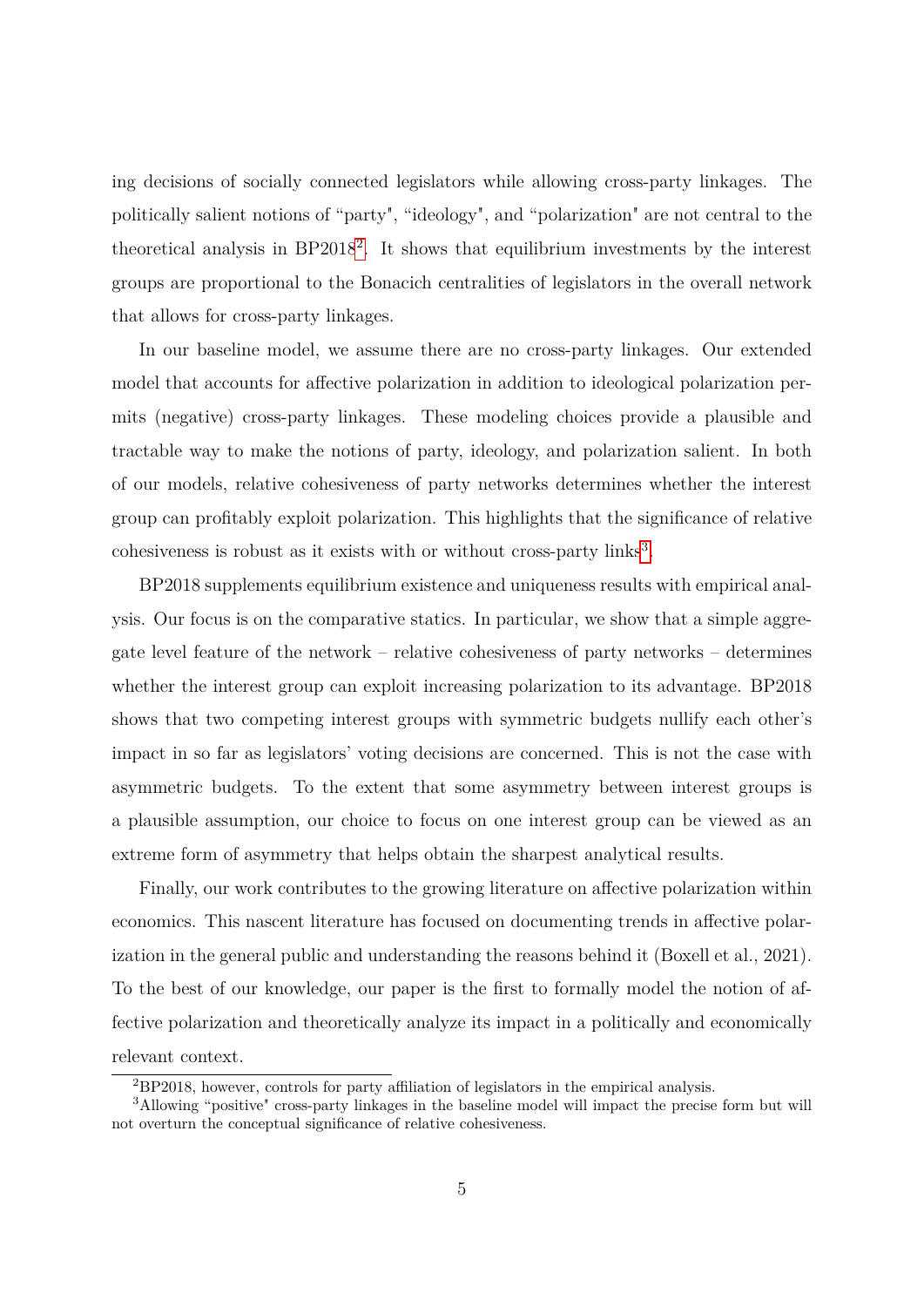ing decisions of socially connected legislators while allowing cross-party linkages. The politically salient notions of "party", "ideology", and "polarization" are not central to the theoretical analysis in BP2018[2]. It shows that equilibrium investments by the interest groups are proportional to the Bonacich centralities of legislators in the overall network that allows for cross-party linkages.

In our baseline model, we assume there are no cross-party linkages. Our extended model that accounts for affective polarization in addition to ideological polarization permits (negative) cross-party linkages. These modeling choices provide a plausible and tractable way to make the notions of party, ideology, and polarization salient. In both of our models, relative cohesiveness of party networks determines whether the interest group can profitably exploit polarization. This highlights that the significance of relative cohesiveness is robust as it exists with or without cross-party links[3].

BP2018 supplements equilibrium existence and uniqueness results with empirical analysis. Our focus is on the comparative statics. In particular, we show that a simple aggregate level feature of the network – relative cohesiveness of party networks – determines whether the interest group can exploit increasing polarization to its advantage. BP2018 shows that two competing interest groups with symmetric budgets nullify each other's impact in so far as legislators' voting decisions are concerned. This is not the case with asymmetric budgets. To the extent that some asymmetry between interest groups is a plausible assumption, our choice to focus on one interest group can be viewed as an extreme form of asymmetry that helps obtain the sharpest analytical results.

Finally, our work contributes to the growing literature on affective polarization within economics. This nascent literature has focused on documenting trends in affective polarization in the general public and understanding the reasons behind it (Boxell et al., 2021). To the best of our knowledge, our paper is the first to formally model the notion of affective polarization and theoretically analyze its impact in a politically and economically relevant context.

---

[2] BP2018, however, controls for party affiliation of legislators in the empirical analysis.

[3] Allowing "positive" cross-party linkages in the baseline model will impact the precise form but will not overturn the conceptual significance of relative cohesiveness.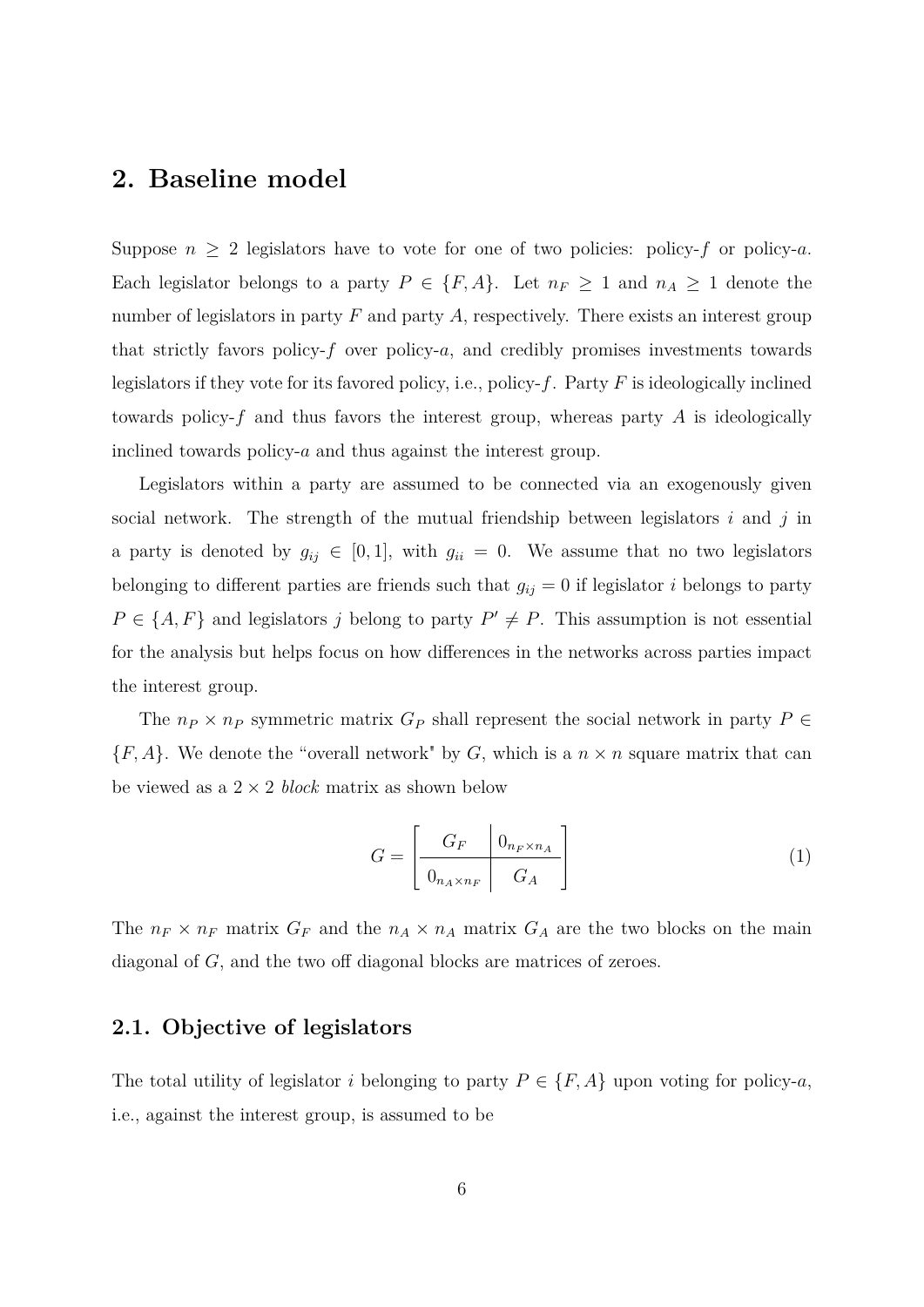## 2. Baseline model

Suppose $n \geq 2$ legislators have to vote for one of two policies: policy-$f$ or policy-$a$. Each legislator belongs to a party $P \in \{F, A\}$. Let $n_F \geq 1$ and $n_A \geq 1$ denote the number of legislators in party $F$ and party $A$, respectively. There exists an interest group that strictly favors policy-$f$ over policy-$a$, and credibly promises investments towards legislators if they vote for its favored policy, i.e., policy-$f$. Party $F$ is ideologically inclined towards policy-$f$ and thus favors the interest group, whereas party $A$ is ideologically inclined towards policy-$a$ and thus against the interest group.

Legislators within a party are assumed to be connected via an exogenously given social network. The strength of the mutual friendship between legislators $i$ and $j$ in a party is denoted by $g_{ij} \in [0, 1]$, with $g_{ii} = 0$. We assume that no two legislators belonging to different parties are friends such that $g_{ij} = 0$ if legislator $i$ belongs to party $P \in \{A, F\}$ and legislators $j$ belong to party $P' \neq P$. This assumption is not essential for the analysis but helps focus on how differences in the networks across parties impact the interest group.

The $n_P \times n_P$ symmetric matrix $G_P$ shall represent the social network in party $P \in \{F, A\}$. We denote the "overall network" by $G$, which is a $n \times n$ square matrix that can be viewed as a $2 \times 2$ *block* matrix as shown below

$$G = \left[ \begin{array}{c|c} G_F & 0_{n_F \times n_A} \\ \hline 0_{n_A \times n_F} & G_A \end{array} \right] \tag{1}$$

The $n_F \times n_F$ matrix $G_F$ and the $n_A \times n_A$ matrix $G_A$ are the two blocks on the main diagonal of $G$, and the two off diagonal blocks are matrices of zeroes.

### 2.1. Objective of legislators

The total utility of legislator $i$ belonging to party $P \in \{F, A\}$ upon voting for policy-$a$, i.e., against the interest group, is assumed to be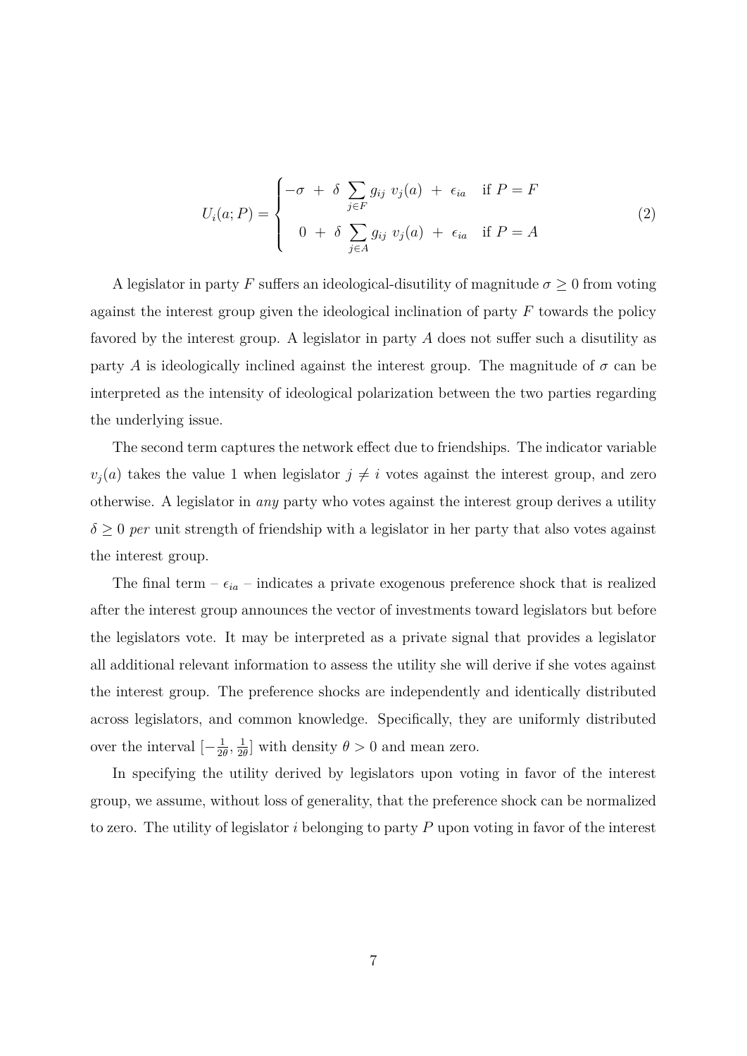$$U_i(a;P) = \begin{cases} -\sigma \; + \; \delta \displaystyle\sum_{j \in F} g_{ij} \; v_j(a) \; + \; \epsilon_{ia} & \text{if } P = F \\ \\ \;\; 0 \; + \; \delta \displaystyle\sum_{j \in A} g_{ij} \; v_j(a) \; + \; \epsilon_{ia} & \text{if } P = A \end{cases} \tag{2}$$

A legislator in party $F$ suffers an ideological-disutility of magnitude $\sigma \geq 0$ from voting against the interest group given the ideological inclination of party $F$ towards the policy favored by the interest group. A legislator in party $A$ does not suffer such a disutility as party $A$ is ideologically inclined against the interest group. The magnitude of $\sigma$ can be interpreted as the intensity of ideological polarization between the two parties regarding the underlying issue.

The second term captures the network effect due to friendships. The indicator variable $v_j(a)$ takes the value 1 when legislator $j \neq i$ votes against the interest group, and zero otherwise. A legislator in *any* party who votes against the interest group derives a utility $\delta \geq 0$ *per* unit strength of friendship with a legislator in her party that also votes against the interest group.

The final term – $\epsilon_{ia}$ – indicates a private exogenous preference shock that is realized after the interest group announces the vector of investments toward legislators but before the legislators vote. It may be interpreted as a private signal that provides a legislator all additional relevant information to assess the utility she will derive if she votes against the interest group. The preference shocks are independently and identically distributed across legislators, and common knowledge. Specifically, they are uniformly distributed over the interval $[-\frac{1}{2\theta}, \frac{1}{2\theta}]$ with density $\theta > 0$ and mean zero.

In specifying the utility derived by legislators upon voting in favor of the interest group, we assume, without loss of generality, that the preference shock can be normalized to zero. The utility of legislator $i$ belonging to party $P$ upon voting in favor of the interest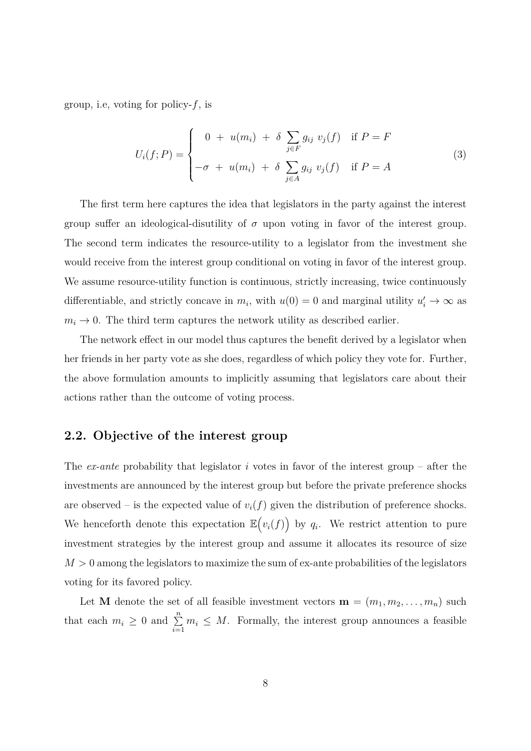group, i.e, voting for policy-$f$, is

$$
U_i(f;P) = \begin{cases} \;\;\,0 \;+\; u(m_i) \;+\; \delta \displaystyle\sum_{j \in F} g_{ij}\; v_j(f) & \text{if } P = F \\ -\sigma \;+\; u(m_i) \;+\; \delta \displaystyle\sum_{j \in A} g_{ij}\; v_j(f) & \text{if } P = A \end{cases} \tag{3}
$$

The first term here captures the idea that legislators in the party against the interest group suffer an ideological-disutility of $\sigma$ upon voting in favor of the interest group. The second term indicates the resource-utility to a legislator from the investment she would receive from the interest group conditional on voting in favor of the interest group. We assume resource-utility function is continuous, strictly increasing, twice continuously differentiable, and strictly concave in $m_i$, with $u(0) = 0$ and marginal utility $u_i' \to \infty$ as $m_i \to 0$. The third term captures the network utility as described earlier.

The network effect in our model thus captures the benefit derived by a legislator when her friends in her party vote as she does, regardless of which policy they vote for. Further, the above formulation amounts to implicitly assuming that legislators care about their actions rather than the outcome of voting process.

## 2.2. Objective of the interest group

The *ex-ante* probability that legislator $i$ votes in favor of the interest group – after the investments are announced by the interest group but before the private preference shocks are observed – is the expected value of $v_i(f)$ given the distribution of preference shocks. We henceforth denote this expectation $\mathbb{E}\big(v_i(f)\big)$ by $q_i$. We restrict attention to pure investment strategies by the interest group and assume it allocates its resource of size $M > 0$ among the legislators to maximize the sum of ex-ante probabilities of the legislators voting for its favored policy.

Let $\mathbf{M}$ denote the set of all feasible investment vectors $\mathbf{m} = (m_1, m_2, \ldots, m_n)$ such that each $m_i \geq 0$ and $\sum_{i=1}^{n} m_i \leq M$. Formally, the interest group announces a feasible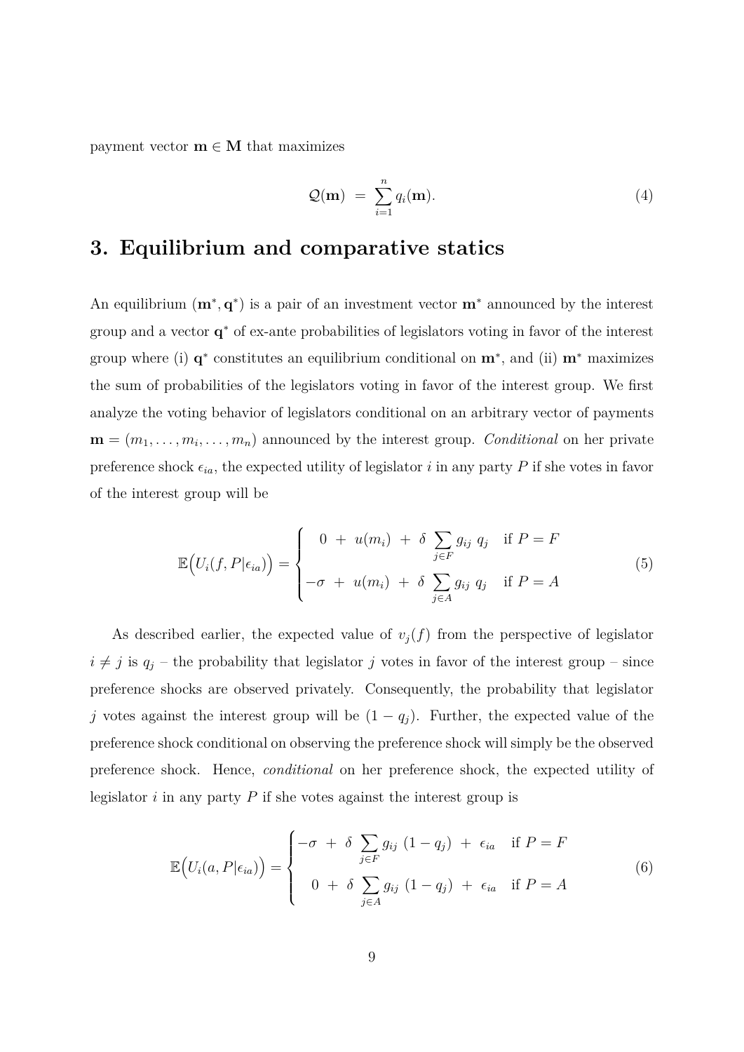payment vector $\mathbf{m} \in \mathbf{M}$ that maximizes

$$\mathcal{Q}(\mathbf{m}) \;=\; \sum_{i=1}^{n} q_i(\mathbf{m}). \tag{4}$$

## 3. Equilibrium and comparative statics

An equilibrium $(\mathbf{m}^*, \mathbf{q}^*)$ is a pair of an investment vector $\mathbf{m}^*$ announced by the interest group and a vector $\mathbf{q}^*$ of ex-ante probabilities of legislators voting in favor of the interest group where (i) $\mathbf{q}^*$ constitutes an equilibrium conditional on $\mathbf{m}^*$, and (ii) $\mathbf{m}^*$ maximizes the sum of probabilities of the legislators voting in favor of the interest group. We first analyze the voting behavior of legislators conditional on an arbitrary vector of payments $\mathbf{m} = (m_1, \ldots, m_i, \ldots, m_n)$ announced by the interest group. *Conditional* on her private preference shock $\epsilon_{ia}$, the expected utility of legislator $i$ in any party $P$ if she votes in favor of the interest group will be

$$\mathbb{E}\Big(U_i(f, P|\epsilon_{ia})\Big) = \begin{cases} \;\;\,0 \;+\; u(m_i) \;+\; \delta \displaystyle\sum_{j \in F} g_{ij}\; q_j & \text{if } P = F \\[2ex] -\sigma \;+\; u(m_i) \;+\; \delta \displaystyle\sum_{j \in A} g_{ij}\; q_j & \text{if } P = A \end{cases} \tag{5}$$

As described earlier, the expected value of $v_j(f)$ from the perspective of legislator $i \neq j$ is $q_j$ – the probability that legislator $j$ votes in favor of the interest group – since preference shocks are observed privately. Consequently, the probability that legislator $j$ votes against the interest group will be $(1 - q_j)$. Further, the expected value of the preference shock conditional on observing the preference shock will simply be the observed preference shock. Hence, *conditional* on her preference shock, the expected utility of legislator $i$ in any party $P$ if she votes against the interest group is

$$\mathbb{E}\Big(U_i(a, P|\epsilon_{ia})\Big) = \begin{cases} -\sigma \;+\; \delta \displaystyle\sum_{j \in F} g_{ij}\; (1 - q_j) \;+\; \epsilon_{ia} & \text{if } P = F \\[2ex] \;\;\,0 \;+\; \delta \displaystyle\sum_{j \in A} g_{ij}\; (1 - q_j) \;+\; \epsilon_{ia} & \text{if } P = A \end{cases} \tag{6}$$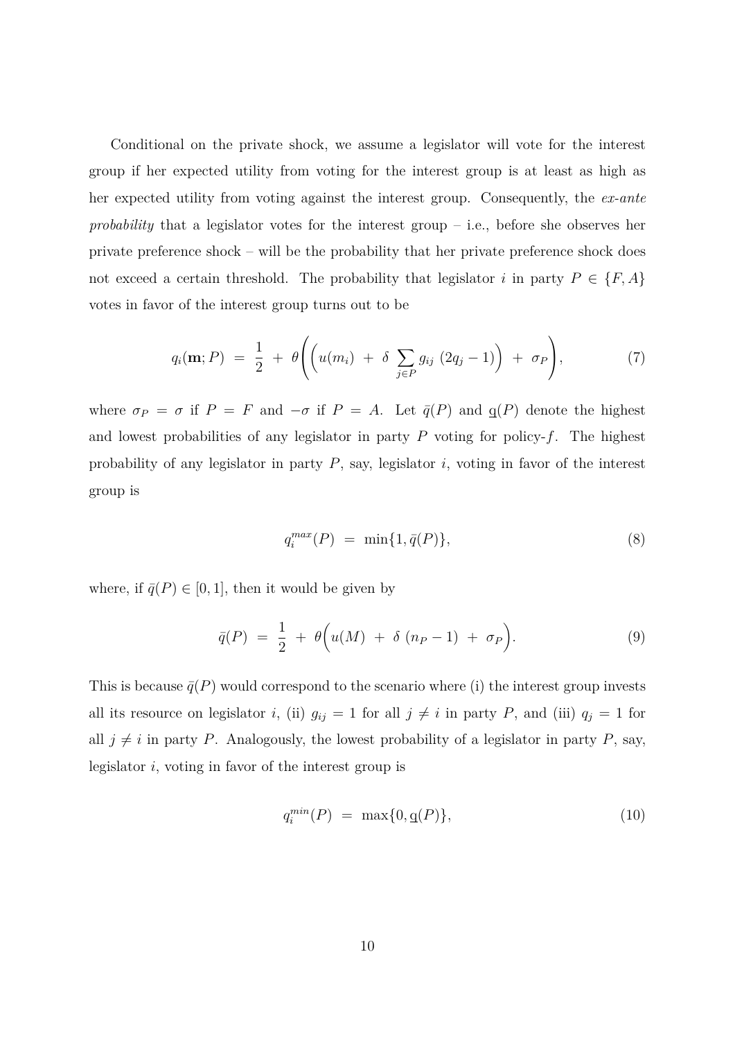Conditional on the private shock, we assume a legislator will vote for the interest group if her expected utility from voting for the interest group is at least as high as her expected utility from voting against the interest group. Consequently, the *ex-ante probability* that a legislator votes for the interest group – i.e., before she observes her private preference shock – will be the probability that her private preference shock does not exceed a certain threshold. The probability that legislator $i$ in party $P \in \{F, A\}$ votes in favor of the interest group turns out to be

$$q_i(\mathbf{m}; P) \;=\; \frac{1}{2} \;+\; \theta\Bigg(\Big(u(m_i) \;+\; \delta \sum_{j \in P} g_{ij}\;(2q_j - 1)\Big) \;+\; \sigma_P\Bigg), \tag{7}$$

where $\sigma_P = \sigma$ if $P = F$ and $-\sigma$ if $P = A$. Let $\bar{q}(P)$ and $\underline{q}(P)$ denote the highest and lowest probabilities of any legislator in party $P$ voting for policy-$f$. The highest probability of any legislator in party $P$, say, legislator $i$, voting in favor of the interest group is

$$q_i^{max}(P) \;=\; \min\{1, \bar{q}(P)\}, \tag{8}$$

where, if $\bar{q}(P) \in [0, 1]$, then it would be given by

$$\bar{q}(P) \;=\; \frac{1}{2} \;+\; \theta\Big(u(M) \;+\; \delta\;(n_P - 1) \;+\; \sigma_P\Big). \tag{9}$$

This is because $\bar{q}(P)$ would correspond to the scenario where (i) the interest group invests all its resource on legislator $i$, (ii) $g_{ij} = 1$ for all $j \neq i$ in party $P$, and (iii) $q_j = 1$ for all $j \neq i$ in party $P$. Analogously, the lowest probability of a legislator in party $P$, say, legislator $i$, voting in favor of the interest group is

$$q_i^{min}(P) \;=\; \max\{0, \underline{q}(P)\}, \tag{10}$$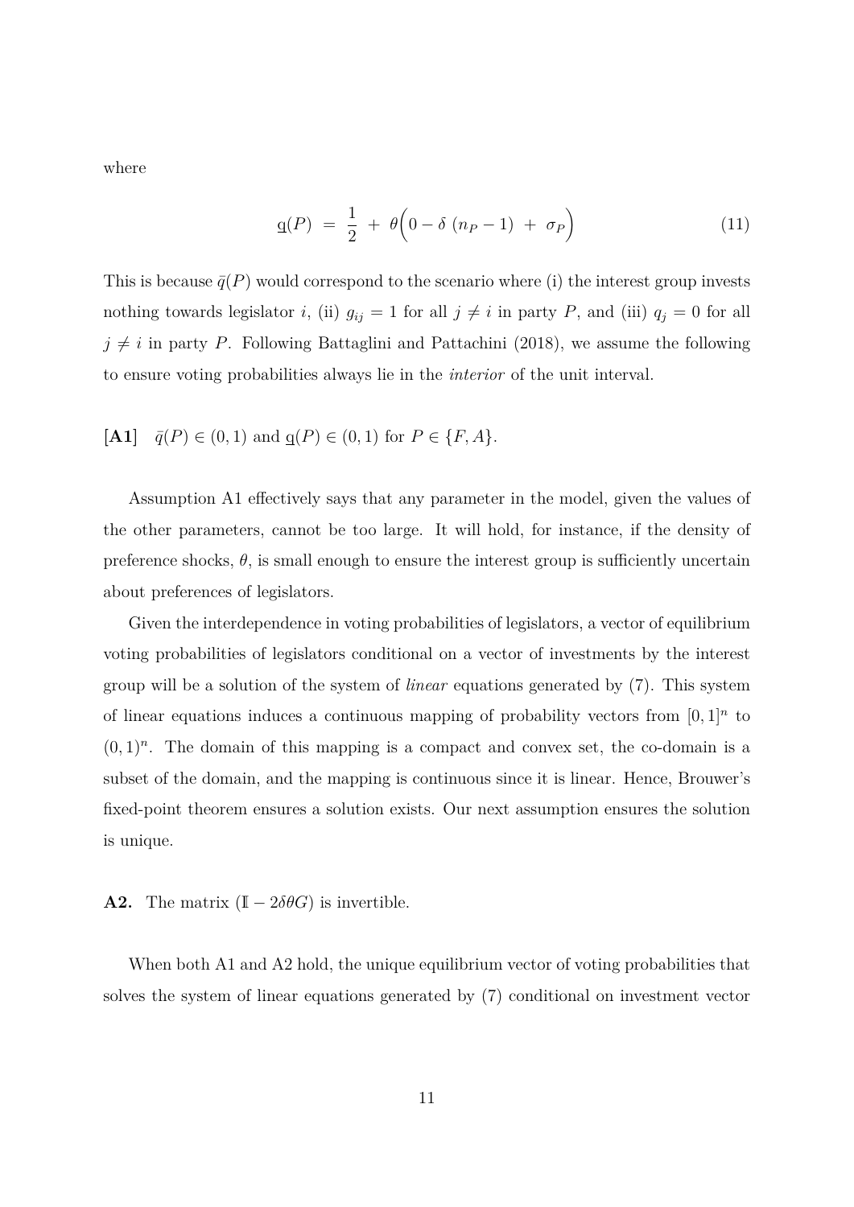where

$$\underline{q}(P) \ = \ \frac{1}{2} \ + \ \theta\Big(0 - \delta \ (n_P - 1) \ + \ \sigma_P\Big) \tag{11}$$

This is because $\bar{q}(P)$ would correspond to the scenario where (i) the interest group invests nothing towards legislator $i$, (ii) $g_{ij} = 1$ for all $j \neq i$ in party $P$, and (iii) $q_j = 0$ for all $j \neq i$ in party $P$. Following Battaglini and Pattachini (2018), we assume the following to ensure voting probabilities always lie in the *interior* of the unit interval.

**[A1]** $\bar{q}(P) \in (0, 1)$ and $\underline{q}(P) \in (0, 1)$ for $P \in \{F, A\}$.

Assumption A1 effectively says that any parameter in the model, given the values of the other parameters, cannot be too large. It will hold, for instance, if the density of preference shocks, $\theta$, is small enough to ensure the interest group is sufficiently uncertain about preferences of legislators.

Given the interdependence in voting probabilities of legislators, a vector of equilibrium voting probabilities of legislators conditional on a vector of investments by the interest group will be a solution of the system of *linear* equations generated by (7). This system of linear equations induces a continuous mapping of probability vectors from $[0, 1]^n$ to $(0, 1)^n$. The domain of this mapping is a compact and convex set, the co-domain is a subset of the domain, and the mapping is continuous since it is linear. Hence, Brouwer's fixed-point theorem ensures a solution exists. Our next assumption ensures the solution is unique.

**A2.** The matrix $(\mathbb{I} - 2\delta\theta G)$ is invertible.

When both A1 and A2 hold, the unique equilibrium vector of voting probabilities that solves the system of linear equations generated by (7) conditional on investment vector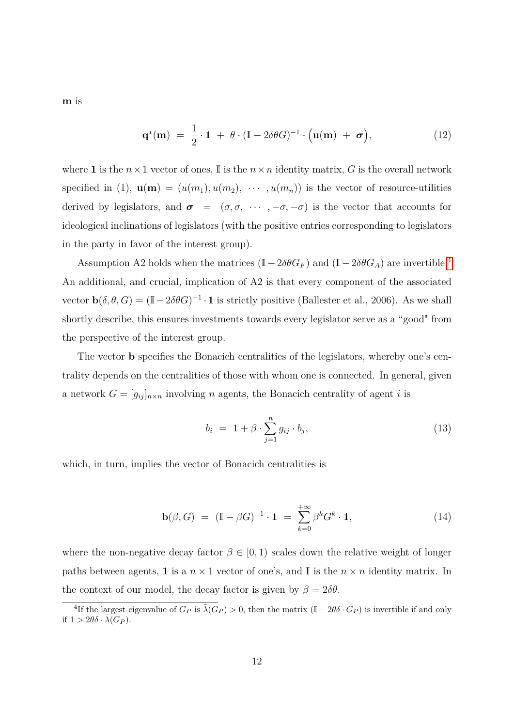**m** is

$$\mathbf{q}^{*}(\mathbf{m}) \;=\; \frac{1}{2}\cdot\mathbf{1} \;+\; \theta\cdot(\mathbb{I}-2\delta\theta G)^{-1}\cdot\Big(\mathbf{u}(\mathbf{m}) \;+\; \boldsymbol{\sigma}\Big), \tag{12}$$

where $\mathbf{1}$ is the $n\times 1$ vector of ones, $\mathbb{I}$ is the $n\times n$ identity matrix, $G$ is the overall network specified in (1), $\mathbf{u}(\mathbf{m}) = (u(m_1), u(m_2), \cdots, u(m_n))$ is the vector of resource-utilities derived by legislators, and $\boldsymbol{\sigma} = (\sigma, \sigma, \cdots, -\sigma, -\sigma)$ is the vector that accounts for ideological inclinations of legislators (with the positive entries corresponding to legislators in the party in favor of the interest group).

Assumption A2 holds when the matrices $(\mathbb{I}-2\delta\theta G_F)$ and $(\mathbb{I}-2\delta\theta G_A)$ are invertible.[4] An additional, and crucial, implication of A2 is that every component of the associated vector $\mathbf{b}(\delta,\theta,G) = (\mathbb{I}-2\delta\theta G)^{-1}\cdot\mathbf{1}$ is strictly positive (Ballester et al., 2006). As we shall shortly describe, this ensures investments towards every legislator serve as a "good" from the perspective of the interest group.

The vector $\mathbf{b}$ specifies the Bonacich centralities of the legislators, whereby one's centrality depends on the centralities of those with whom one is connected. In general, given a network $G = [g_{ij}]_{n\times n}$ involving $n$ agents, the Bonacich centrality of agent $i$ is

$$b_i \;=\; 1 + \beta\cdot\sum_{j=1}^{n} g_{ij}\cdot b_j, \tag{13}$$

which, in turn, implies the vector of Bonacich centralities is

$$\mathbf{b}(\beta, G) \;=\; (\mathbb{I}-\beta G)^{-1}\cdot\mathbf{1} \;=\; \sum_{k=0}^{+\infty}\beta^k G^k\cdot\mathbf{1}, \tag{14}$$

where the non-negative decay factor $\beta\in[0,1)$ scales down the relative weight of longer paths between agents, $\mathbf{1}$ is a $n\times 1$ vector of one's, and $\mathbb{I}$ is the $n\times n$ identity matrix. In the context of our model, the decay factor is given by $\beta = 2\delta\theta$.

[4] If the largest eigenvalue of $G_P$ is $\bar{\lambda}(G_P) > 0$, then the matrix $(\mathbb{I}-2\theta\delta\cdot G_P)$ is invertible if and only if $1 > 2\theta\delta\cdot\bar{\lambda}(G_P)$.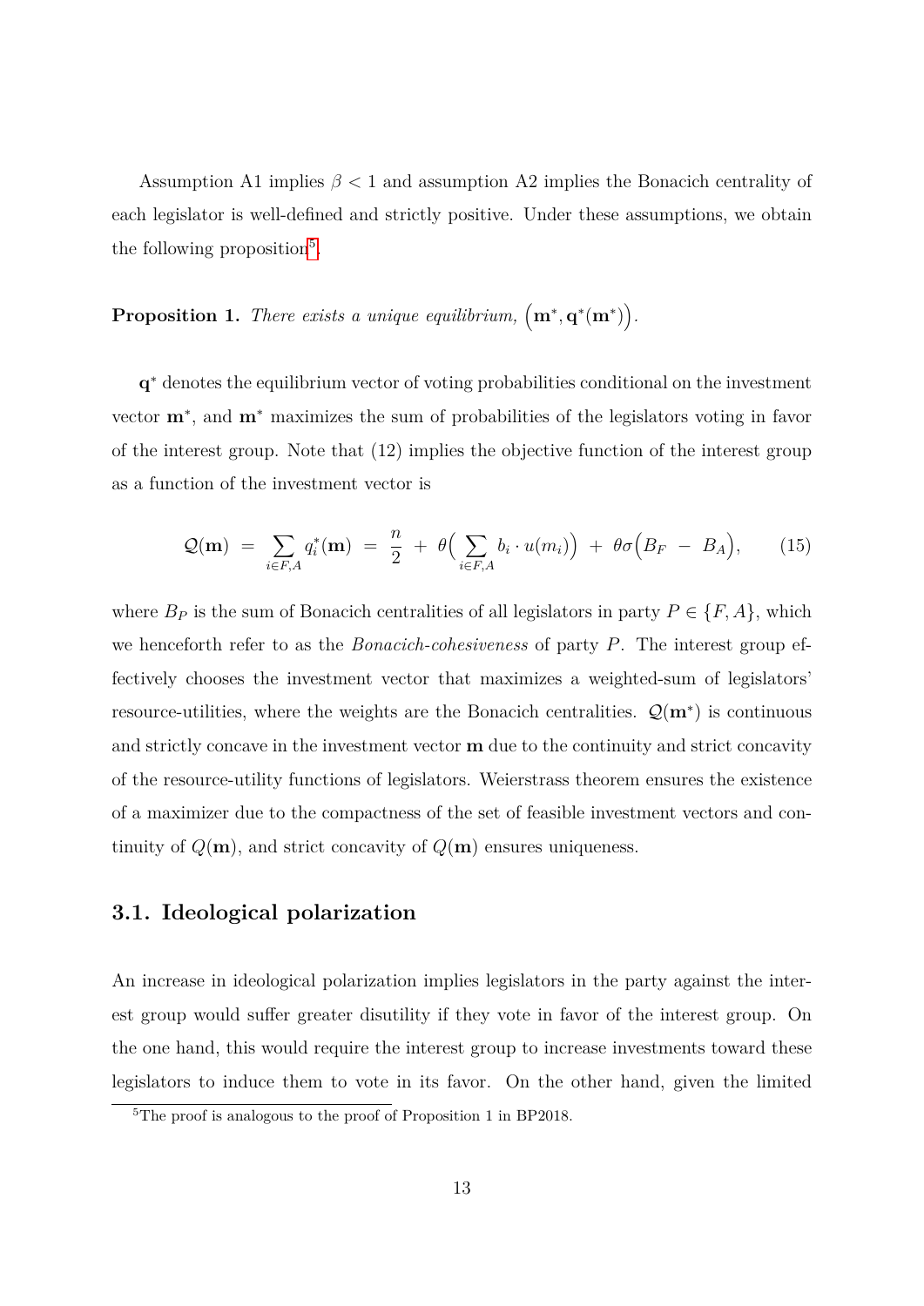Assumption A1 implies $\beta < 1$ and assumption A2 implies the Bonacich centrality of each legislator is well-defined and strictly positive. Under these assumptions, we obtain the following proposition[5].

**Proposition 1.** *There exists a unique equilibrium,* $\left(\mathbf{m}^*, \mathbf{q}^*(\mathbf{m}^*)\right)$.

$\mathbf{q}^*$ denotes the equilibrium vector of voting probabilities conditional on the investment vector $\mathbf{m}^*$, and $\mathbf{m}^*$ maximizes the sum of probabilities of the legislators voting in favor of the interest group. Note that (12) implies the objective function of the interest group as a function of the investment vector is

$$\mathcal{Q}(\mathbf{m}) \;=\; \sum_{i \in F,A} q_i^*(\mathbf{m}) \;=\; \frac{n}{2} \;+\; \theta\Big(\sum_{i \in F,A} b_i \cdot u(m_i)\Big) \;+\; \theta\sigma\Big(B_F \;-\; B_A\Big), \tag{15}$$

where $B_P$ is the sum of Bonacich centralities of all legislators in party $P \in \{F, A\}$, which we henceforth refer to as the *Bonacich-cohesiveness* of party $P$. The interest group effectively chooses the investment vector that maximizes a weighted-sum of legislators' resource-utilities, where the weights are the Bonacich centralities. $\mathcal{Q}(\mathbf{m}^*)$ is continuous and strictly concave in the investment vector $\mathbf{m}$ due to the continuity and strict concavity of the resource-utility functions of legislators. Weierstrass theorem ensures the existence of a maximizer due to the compactness of the set of feasible investment vectors and continuity of $Q(\mathbf{m})$, and strict concavity of $Q(\mathbf{m})$ ensures uniqueness.

## 3.1. Ideological polarization

An increase in ideological polarization implies legislators in the party against the interest group would suffer greater disutility if they vote in favor of the interest group. On the one hand, this would require the interest group to increase investments toward these legislators to induce them to vote in its favor. On the other hand, given the limited

[5] The proof is analogous to the proof of Proposition 1 in BP2018.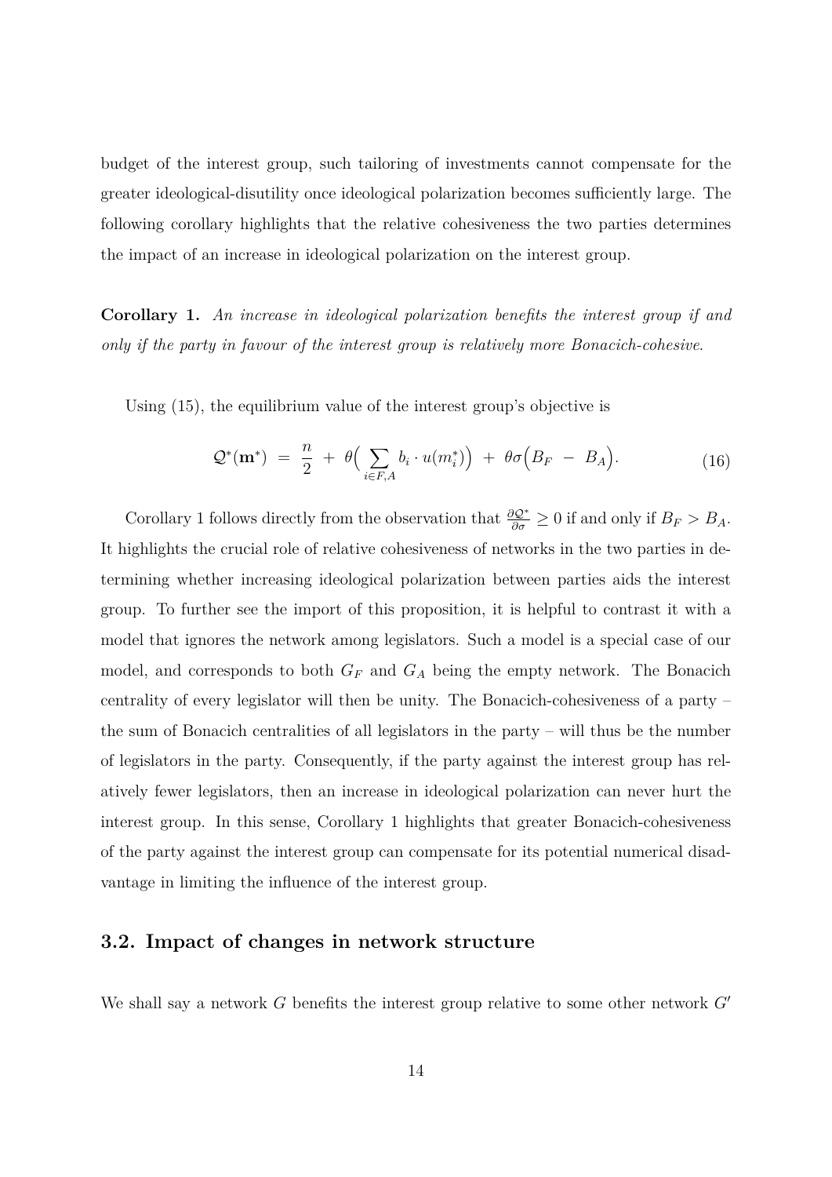budget of the interest group, such tailoring of investments cannot compensate for the greater ideological-disutility once ideological polarization becomes sufficiently large. The following corollary highlights that the relative cohesiveness the two parties determines the impact of an increase in ideological polarization on the interest group.

**Corollary 1.** *An increase in ideological polarization benefits the interest group if and only if the party in favour of the interest group is relatively more Bonacich-cohesive.*

Using (15), the equilibrium value of the interest group's objective is

$$\mathcal{Q}^*(\mathbf{m}^*) \ = \ \frac{n}{2} \ + \ \theta\Big(\sum_{i \in F,A} b_i \cdot u(m_i^*)\Big) \ + \ \theta\sigma\Big(B_F \ - \ B_A\Big). \tag{16}$$

Corollary 1 follows directly from the observation that $\frac{\partial \mathcal{Q}^*}{\partial \sigma} \geq 0$ if and only if $B_F > B_A$. It highlights the crucial role of relative cohesiveness of networks in the two parties in determining whether increasing ideological polarization between parties aids the interest group. To further see the import of this proposition, it is helpful to contrast it with a model that ignores the network among legislators. Such a model is a special case of our model, and corresponds to both $G_F$ and $G_A$ being the empty network. The Bonacich centrality of every legislator will then be unity. The Bonacich-cohesiveness of a party – the sum of Bonacich centralities of all legislators in the party – will thus be the number of legislators in the party. Consequently, if the party against the interest group has relatively fewer legislators, then an increase in ideological polarization can never hurt the interest group. In this sense, Corollary 1 highlights that greater Bonacich-cohesiveness of the party against the interest group can compensate for its potential numerical disadvantage in limiting the influence of the interest group.

## 3.2. Impact of changes in network structure

We shall say a network $G$ benefits the interest group relative to some other network $G'$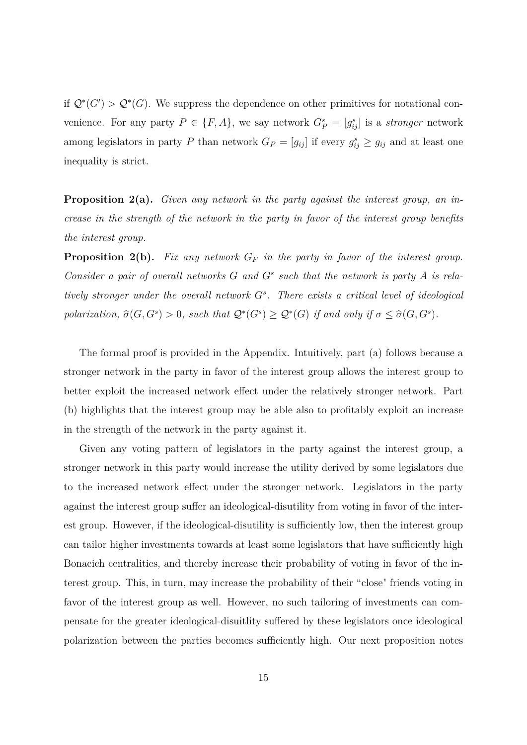if $\mathcal{Q}^*(G') > \mathcal{Q}^*(G)$. We suppress the dependence on other primitives for notational convenience. For any party $P \in \{F, A\}$, we say network $G^s_P = [g^s_{ij}]$ is a *stronger* network among legislators in party $P$ than network $G_P = [g_{ij}]$ if every $g^s_{ij} \geq g_{ij}$ and at least one inequality is strict.

**Proposition 2(a).** *Given any network in the party against the interest group, an increase in the strength of the network in the party in favor of the interest group benefits the interest group.*

**Proposition 2(b).** *Fix any network $G_F$ in the party in favor of the interest group. Consider a pair of overall networks $G$ and $G^s$ such that the network is party $A$ is relatively stronger under the overall network $G^s$. There exists a critical level of ideological polarization, $\widehat{\sigma}(G, G^s) > 0$, such that $\mathcal{Q}^*(G^s) \geq \mathcal{Q}^*(G)$ if and only if $\sigma \leq \widehat{\sigma}(G, G^s)$.*

The formal proof is provided in the Appendix. Intuitively, part (a) follows because a stronger network in the party in favor of the interest group allows the interest group to better exploit the increased network effect under the relatively stronger network. Part (b) highlights that the interest group may be able also to profitably exploit an increase in the strength of the network in the party against it.

Given any voting pattern of legislators in the party against the interest group, a stronger network in this party would increase the utility derived by some legislators due to the increased network effect under the stronger network. Legislators in the party against the interest group suffer an ideological-disutility from voting in favor of the interest group. However, if the ideological-disutility is sufficiently low, then the interest group can tailor higher investments towards at least some legislators that have sufficiently high Bonacich centralities, and thereby increase their probability of voting in favor of the interest group. This, in turn, may increase the probability of their "close" friends voting in favor of the interest group as well. However, no such tailoring of investments can compensate for the greater ideological-disuitlity suffered by these legislators once ideological polarization between the parties becomes sufficiently high. Our next proposition notes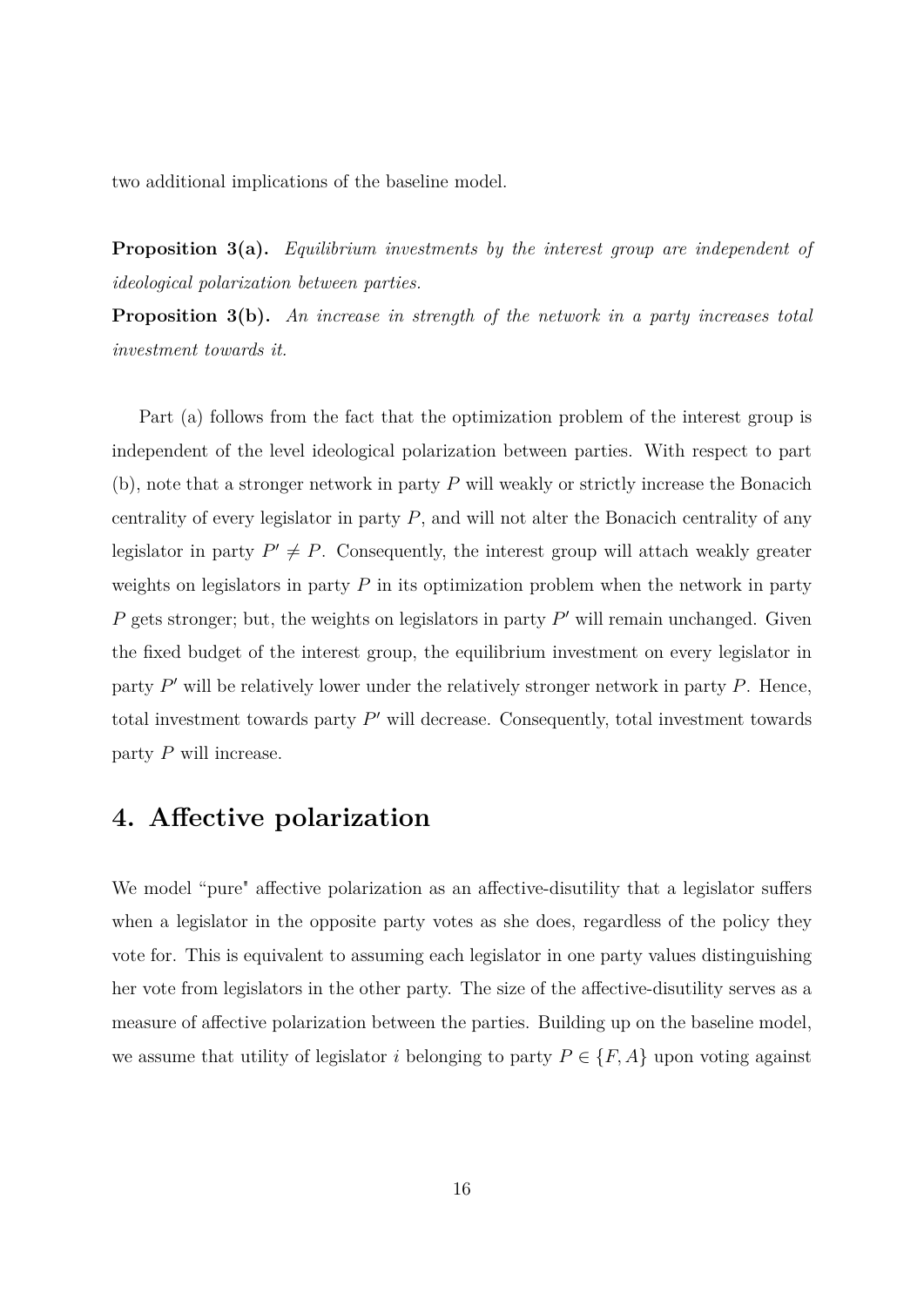two additional implications of the baseline model.

**Proposition 3(a).** *Equilibrium investments by the interest group are independent of ideological polarization between parties.*

**Proposition 3(b).** *An increase in strength of the network in a party increases total investment towards it.*

Part (a) follows from the fact that the optimization problem of the interest group is independent of the level ideological polarization between parties. With respect to part (b), note that a stronger network in party $P$ will weakly or strictly increase the Bonacich centrality of every legislator in party $P$, and will not alter the Bonacich centrality of any legislator in party $P' \neq P$. Consequently, the interest group will attach weakly greater weights on legislators in party $P$ in its optimization problem when the network in party $P$ gets stronger; but, the weights on legislators in party $P'$ will remain unchanged. Given the fixed budget of the interest group, the equilibrium investment on every legislator in party $P'$ will be relatively lower under the relatively stronger network in party $P$. Hence, total investment towards party $P'$ will decrease. Consequently, total investment towards party $P$ will increase.

## 4. Affective polarization

We model "pure" affective polarization as an affective-disutility that a legislator suffers when a legislator in the opposite party votes as she does, regardless of the policy they vote for. This is equivalent to assuming each legislator in one party values distinguishing her vote from legislators in the other party. The size of the affective-disutility serves as a measure of affective polarization between the parties. Building up on the baseline model, we assume that utility of legislator $i$ belonging to party $P \in \{F, A\}$ upon voting against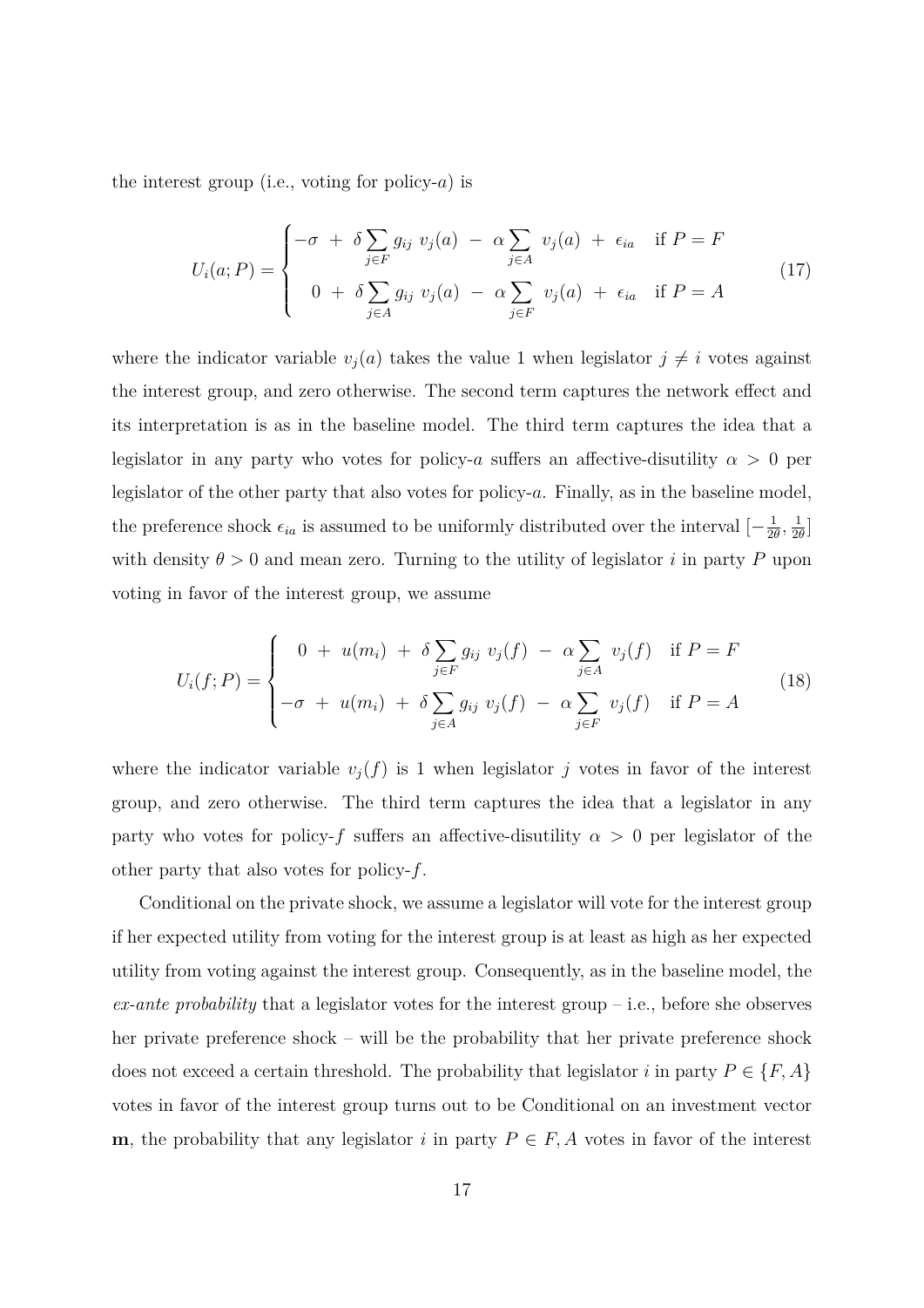the interest group (i.e., voting for policy-$a$) is

$$U_i(a;P) = \begin{cases} -\sigma \ + \ \delta \sum_{j \in F} g_{ij} \ v_j(a) \ - \ \alpha \sum_{j \in A} \ v_j(a) \ + \ \epsilon_{ia} & \text{if } P = F \\ \quad 0 \ + \ \delta \sum_{j \in A} g_{ij} \ v_j(a) \ - \ \alpha \sum_{j \in F} \ v_j(a) \ + \ \epsilon_{ia} & \text{if } P = A \end{cases} \tag{17}$$

where the indicator variable $v_j(a)$ takes the value 1 when legislator $j \neq i$ votes against the interest group, and zero otherwise. The second term captures the network effect and its interpretation is as in the baseline model. The third term captures the idea that a legislator in any party who votes for policy-$a$ suffers an affective-disutility $\alpha > 0$ per legislator of the other party that also votes for policy-$a$. Finally, as in the baseline model, the preference shock $\epsilon_{ia}$ is assumed to be uniformly distributed over the interval $[-\frac{1}{2\theta}, \frac{1}{2\theta}]$ with density $\theta > 0$ and mean zero. Turning to the utility of legislator $i$ in party $P$ upon voting in favor of the interest group, we assume

$$U_i(f;P) = \begin{cases} \quad 0 \ + \ u(m_i) \ + \ \delta \sum_{j \in F} g_{ij} \ v_j(f) \ - \ \alpha \sum_{j \in A} \ v_j(f) & \text{if } P = F \\ -\sigma \ + \ u(m_i) \ + \ \delta \sum_{j \in A} g_{ij} \ v_j(f) \ - \ \alpha \sum_{j \in F} \ v_j(f) & \text{if } P = A \end{cases} \tag{18}$$

where the indicator variable $v_j(f)$ is 1 when legislator $j$ votes in favor of the interest group, and zero otherwise. The third term captures the idea that a legislator in any party who votes for policy-$f$ suffers an affective-disutility $\alpha > 0$ per legislator of the other party that also votes for policy-$f$.

Conditional on the private shock, we assume a legislator will vote for the interest group if her expected utility from voting for the interest group is at least as high as her expected utility from voting against the interest group. Consequently, as in the baseline model, the *ex-ante probability* that a legislator votes for the interest group – i.e., before she observes her private preference shock – will be the probability that her private preference shock does not exceed a certain threshold. The probability that legislator $i$ in party $P \in \{F, A\}$ votes in favor of the interest group turns out to be Conditional on an investment vector $\mathbf{m}$, the probability that any legislator $i$ in party $P \in F, A$ votes in favor of the interest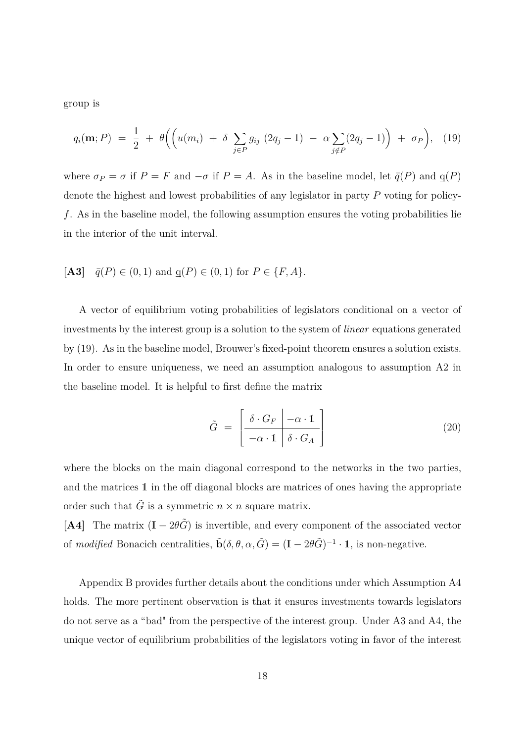group is

$$q_i(\mathbf{m}; P) \ = \ \frac{1}{2} \ + \ \theta\Big(\Big(u(m_i) \ + \ \delta \ \sum_{j \in P} g_{ij} \ (2q_j - 1) \ - \ \alpha \sum_{j \notin P} (2q_j - 1)\Big) \ + \ \sigma_P\Big), \quad (19)$$

where $\sigma_P = \sigma$ if $P = F$ and $-\sigma$ if $P = A$. As in the baseline model, let $\bar{q}(P)$ and $\underline{q}(P)$ denote the highest and lowest probabilities of any legislator in party $P$ voting for policy-$f$. As in the baseline model, the following assumption ensures the voting probabilities lie in the interior of the unit interval.

**[A3]** $\bar{q}(P) \in (0, 1)$ and $\underline{q}(P) \in (0, 1)$ for $P \in \{F, A\}$.

A vector of equilibrium voting probabilities of legislators conditional on a vector of investments by the interest group is a solution to the system of *linear* equations generated by (19). As in the baseline model, Brouwer's fixed-point theorem ensures a solution exists. In order to ensure uniqueness, we need an assumption analogous to assumption A2 in the baseline model. It is helpful to first define the matrix

$$\tilde{G} \ = \ \left[\begin{array}{c|c} \delta \cdot G_F & -\alpha \cdot \mathbb{1} \\ \hline -\alpha \cdot \mathbb{1} & \delta \cdot G_A \end{array}\right] \quad (20)$$

where the blocks on the main diagonal correspond to the networks in the two parties, and the matrices $\mathbb{1}$ in the off diagonal blocks are matrices of ones having the appropriate order such that $\tilde{G}$ is a symmetric $n \times n$ square matrix.

**[A4]** The matrix $(\mathbb{I} - 2\theta\tilde{G})$ is invertible, and every component of the associated vector of *modified* Bonacich centralities, $\tilde{\mathbf{b}}(\delta, \theta, \alpha, \tilde{G}) = (\mathbb{I} - 2\theta\tilde{G})^{-1} \cdot \mathbf{1}$, is non-negative.

Appendix B provides further details about the conditions under which Assumption A4 holds. The more pertinent observation is that it ensures investments towards legislators do not serve as a "bad" from the perspective of the interest group. Under A3 and A4, the unique vector of equilibrium probabilities of the legislators voting in favor of the interest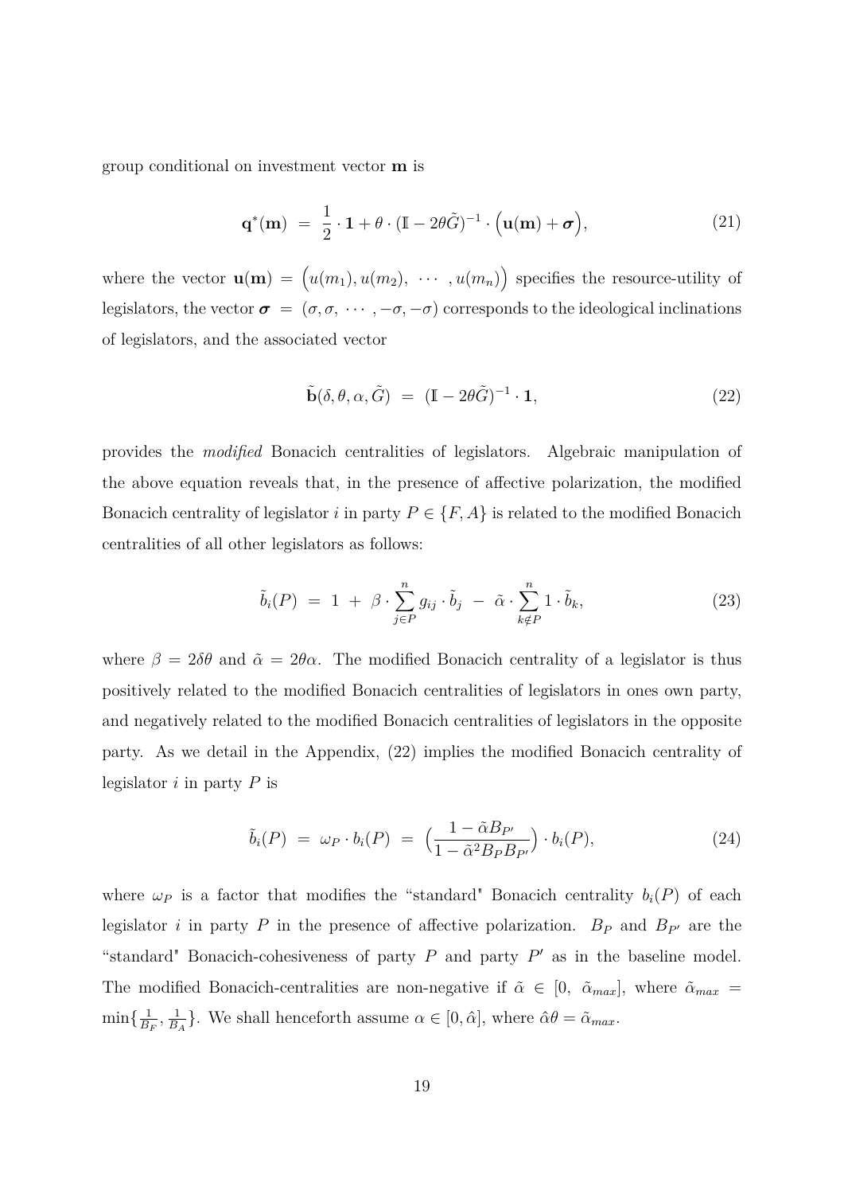group conditional on investment vector $\mathbf{m}$ is

$$\mathbf{q}^*(\mathbf{m}) \;=\; \frac{1}{2}\cdot\mathbf{1} + \theta\cdot(\mathbb{I}-2\theta\tilde{G})^{-1}\cdot\Big(\mathbf{u}(\mathbf{m})+\boldsymbol{\sigma}\Big), \tag{21}$$

where the vector $\mathbf{u}(\mathbf{m}) = \Big(u(m_1), u(m_2), \;\cdots\;, u(m_n)\Big)$ specifies the resource-utility of legislators, the vector $\boldsymbol{\sigma} \;=\; (\sigma,\sigma,\;\cdots\;,-\sigma,-\sigma)$ corresponds to the ideological inclinations of legislators, and the associated vector

$$\tilde{\mathbf{b}}(\delta,\theta,\alpha,\tilde{G}) \;=\; (\mathbb{I}-2\theta\tilde{G})^{-1}\cdot\mathbf{1}, \tag{22}$$

provides the *modified* Bonacich centralities of legislators. Algebraic manipulation of the above equation reveals that, in the presence of affective polarization, the modified Bonacich centrality of legislator $i$ in party $P\in\{F,A\}$ is related to the modified Bonacich centralities of all other legislators as follows:

$$\tilde{b}_i(P) \;=\; 1 \;+\; \beta\cdot\sum_{j\in P}^{n} g_{ij}\cdot\tilde{b}_j \;-\; \tilde{\alpha}\cdot\sum_{k\notin P}^{n} 1\cdot\tilde{b}_k, \tag{23}$$

where $\beta = 2\delta\theta$ and $\tilde{\alpha} = 2\theta\alpha$. The modified Bonacich centrality of a legislator is thus positively related to the modified Bonacich centralities of legislators in ones own party, and negatively related to the modified Bonacich centralities of legislators in the opposite party. As we detail in the Appendix, (22) implies the modified Bonacich centrality of legislator $i$ in party $P$ is

$$\tilde{b}_i(P) \;=\; \omega_P\cdot b_i(P) \;=\; \Big(\frac{1-\tilde{\alpha}B_{P'}}{1-\tilde{\alpha}^2 B_P B_{P'}}\Big)\cdot b_i(P), \tag{24}$$

where $\omega_P$ is a factor that modifies the "standard" Bonacich centrality $b_i(P)$ of each legislator $i$ in party $P$ in the presence of affective polarization. $B_P$ and $B_{P'}$ are the "standard" Bonacich-cohesiveness of party $P$ and party $P'$ as in the baseline model. The modified Bonacich-centralities are non-negative if $\tilde{\alpha} \in [0,\;\tilde{\alpha}_{max}]$, where $\tilde{\alpha}_{max} = \min\{\frac{1}{B_F},\frac{1}{B_A}\}$. We shall henceforth assume $\alpha\in[0,\hat{\alpha}]$, where $\hat{\alpha}\theta = \tilde{\alpha}_{max}$.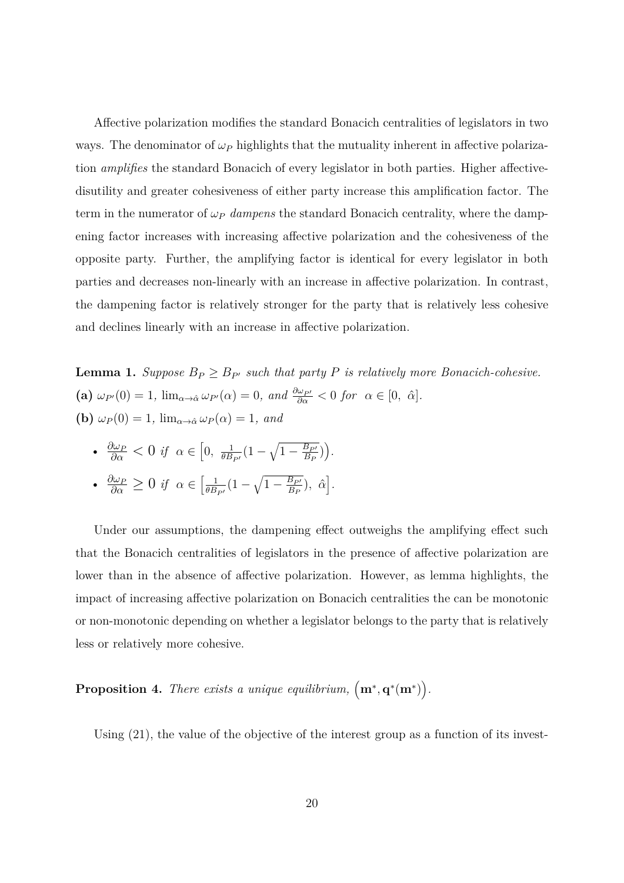Affective polarization modifies the standard Bonacich centralities of legislators in two ways. The denominator of $\omega_P$ highlights that the mutuality inherent in affective polarization *amplifies* the standard Bonacich of every legislator in both parties. Higher affective-disutility and greater cohesiveness of either party increase this amplification factor. The term in the numerator of $\omega_P$ *dampens* the standard Bonacich centrality, where the dampening factor increases with increasing affective polarization and the cohesiveness of the opposite party. Further, the amplifying factor is identical for every legislator in both parties and decreases non-linearly with an increase in affective polarization. In contrast, the dampening factor is relatively stronger for the party that is relatively less cohesive and declines linearly with an increase in affective polarization.

**Lemma 1.** *Suppose $B_P \geq B_{P'}$ such that party $P$ is relatively more Bonacich-cohesive.*

**(a)** $\omega_{P'}(0) = 1$*,* $\lim_{\alpha \to \hat{\alpha}} \omega_{P'}(\alpha) = 0$*, and* $\frac{\partial \omega_{P'}}{\partial \alpha} < 0$ *for* $\alpha \in [0,\ \hat{\alpha}]$*.*

**(b)** $\omega_P(0) = 1$*,* $\lim_{\alpha \to \hat{\alpha}} \omega_P(\alpha) = 1$*, and*

- $\frac{\partial \omega_P}{\partial \alpha} < 0$ *if* $\alpha \in \Big[0,\ \frac{1}{\theta B_{P'}}\big(1 - \sqrt{1 - \frac{B_{P'}}{B_P}}\big)\Big)$*.*
- $\frac{\partial \omega_P}{\partial \alpha} \geq 0$ *if* $\alpha \in \Big[\frac{1}{\theta B_{P'}}\big(1 - \sqrt{1 - \frac{B_{P'}}{B_P}}\big),\ \hat{\alpha}\Big]$*.*

Under our assumptions, the dampening effect outweighs the amplifying effect such that the Bonacich centralities of legislators in the presence of affective polarization are lower than in the absence of affective polarization. However, as lemma highlights, the impact of increasing affective polarization on Bonacich centralities the can be monotonic or non-monotonic depending on whether a legislator belongs to the party that is relatively less or relatively more cohesive.

**Proposition 4.** *There exists a unique equilibrium,* $\Big(\mathbf{m}^*, \mathbf{q}^*(\mathbf{m}^*)\Big)$*.*

Using (21), the value of the objective of the interest group as a function of its invest-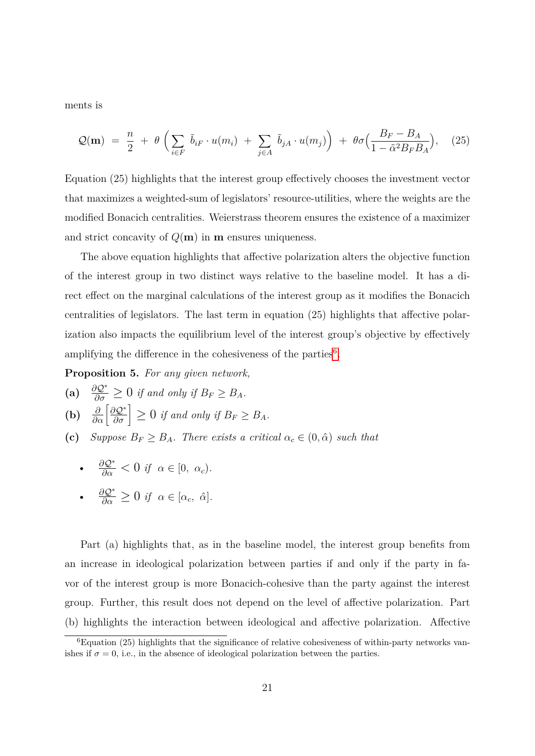ments is

$$\mathcal{Q}(\mathbf{m}) \;=\; \frac{n}{2} \;+\; \theta\,\Big(\sum_{i\in F}\tilde{b}_{iF}\cdot u(m_i) \;+\; \sum_{j\in A}\tilde{b}_{jA}\cdot u(m_j)\Big) \;+\; \theta\sigma\Big(\frac{B_F - B_A}{1-\tilde{\alpha}^2 B_F B_A}\Big), \quad (25)$$

Equation (25) highlights that the interest group effectively chooses the investment vector that maximizes a weighted-sum of legislators' resource-utilities, where the weights are the modified Bonacich centralities. Weierstrass theorem ensures the existence of a maximizer and strict concavity of $Q(\mathbf{m})$ in $\mathbf{m}$ ensures uniqueness.

The above equation highlights that affective polarization alters the objective function of the interest group in two distinct ways relative to the baseline model. It has a direct effect on the marginal calculations of the interest group as it modifies the Bonacich centralities of legislators. The last term in equation (25) highlights that affective polarization also impacts the equilibrium level of the interest group's objective by effectively amplifying the difference in the cohesiveness of the parties[6].

**Proposition 5.** *For any given network,*

**(a)** $\frac{\partial \mathcal{Q}^*}{\partial \sigma} \geq 0$ *if and only if* $B_F \geq B_A$.

**(b)** $\frac{\partial}{\partial \alpha}\Big[\frac{\partial \mathcal{Q}^*}{\partial \sigma}\Big] \geq 0$ *if and only if* $B_F \geq B_A$.

**(c)** *Suppose* $B_F \geq B_A$. *There exists a critical* $\alpha_c \in (0, \hat{\alpha})$ *such that*

- $\frac{\partial \mathcal{Q}^*}{\partial \alpha} < 0$ *if* $\alpha \in [0,\ \alpha_c)$.
- $\frac{\partial \mathcal{Q}^*}{\partial \alpha} \geq 0$ *if* $\alpha \in [\alpha_c,\ \hat{\alpha}]$.

Part (a) highlights that, as in the baseline model, the interest group benefits from an increase in ideological polarization between parties if and only if the party in favor of the interest group is more Bonacich-cohesive than the party against the interest group. Further, this result does not depend on the level of affective polarization. Part (b) highlights the interaction between ideological and affective polarization. Affective

[6] Equation (25) highlights that the significance of relative cohesiveness of within-party networks vanishes if $\sigma = 0$, i.e., in the absence of ideological polarization between the parties.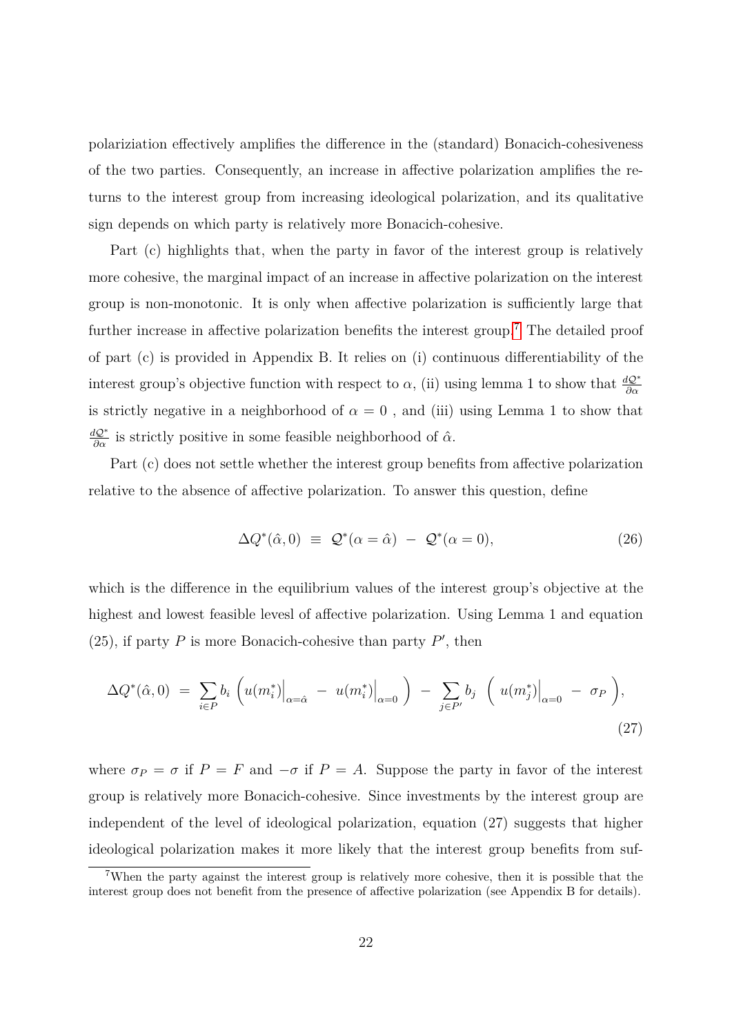polariziation effectively amplifies the difference in the (standard) Bonacich-cohesiveness of the two parties. Consequently, an increase in affective polarization amplifies the returns to the interest group from increasing ideological polarization, and its qualitative sign depends on which party is relatively more Bonacich-cohesive.

Part (c) highlights that, when the party in favor of the interest group is relatively more cohesive, the marginal impact of an increase in affective polarization on the interest group is non-monotonic. It is only when affective polarization is sufficiently large that further increase in affective polarization benefits the interest group.[7] The detailed proof of part (c) is provided in Appendix B. It relies on (i) continuous differentiability of the interest group's objective function with respect to $\alpha$, (ii) using lemma 1 to show that $\frac{d\mathcal{Q}^*}{\partial \alpha}$ is strictly negative in a neighborhood of $\alpha = 0$ , and (iii) using Lemma 1 to show that $\frac{d\mathcal{Q}^*}{\partial \alpha}$ is strictly positive in some feasible neighborhood of $\hat{\alpha}$.

Part (c) does not settle whether the interest group benefits from affective polarization relative to the absence of affective polarization. To answer this question, define

$$\Delta Q^*(\hat{\alpha}, 0) \;\equiv\; \mathcal{Q}^*(\alpha = \hat{\alpha}) \;-\; \mathcal{Q}^*(\alpha = 0), \tag{26}$$

which is the difference in the equilibrium values of the interest group's objective at the highest and lowest feasible levesl of affective polarization. Using Lemma 1 and equation (25), if party $P$ is more Bonacich-cohesive than party $P'$, then

$$\Delta Q^*(\hat{\alpha}, 0) \;=\; \sum_{i \in P} b_i \left( u(m_i^*)\Big|_{\alpha=\hat{\alpha}} \;-\; u(m_i^*)\Big|_{\alpha=0} \right) \;-\; \sum_{j \in P'} b_j \;\left(\; u(m_j^*)\Big|_{\alpha=0} \;-\; \sigma_P \;\right), \tag{27}$$

where $\sigma_P = \sigma$ if $P = F$ and $-\sigma$ if $P = A$. Suppose the party in favor of the interest group is relatively more Bonacich-cohesive. Since investments by the interest group are independent of the level of ideological polarization, equation (27) suggests that higher ideological polarization makes it more likely that the interest group benefits from suf-

[7] When the party against the interest group is relatively more cohesive, then it is possible that the interest group does not benefit from the presence of affective polarization (see Appendix B for details).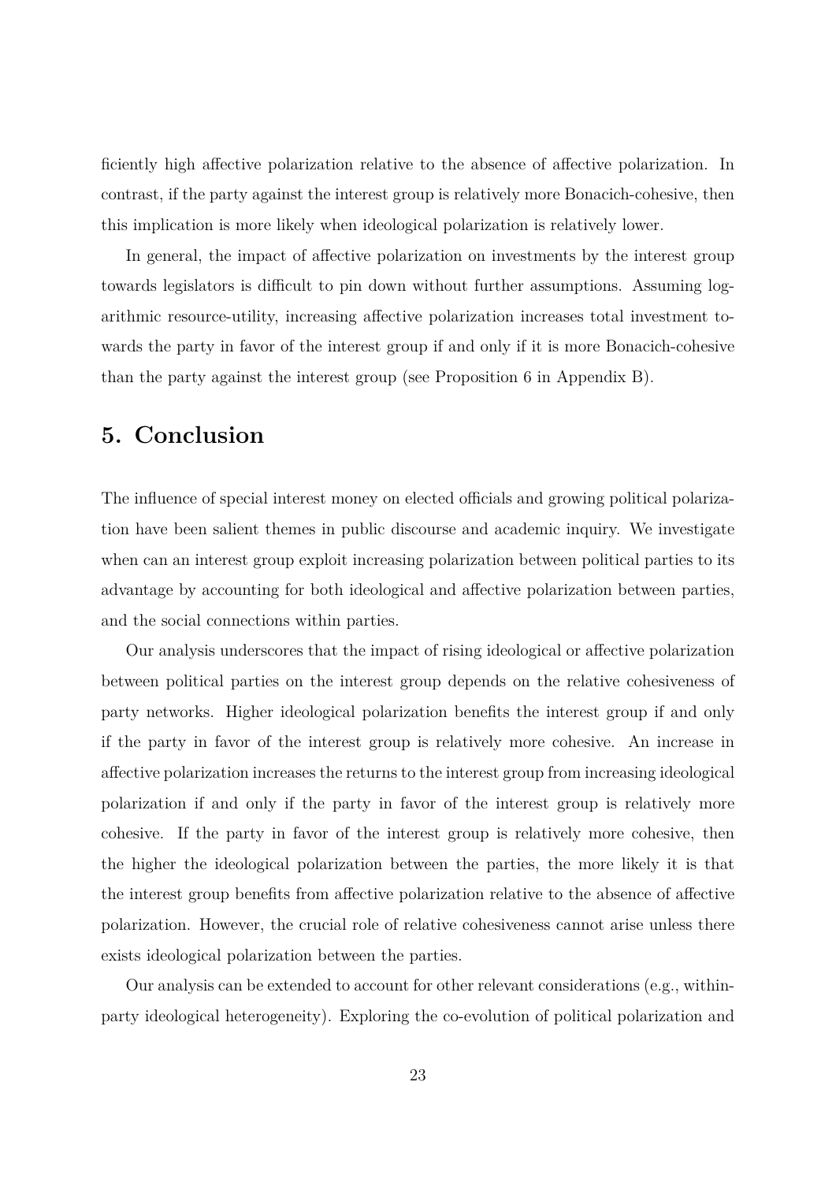ficiently high affective polarization relative to the absence of affective polarization. In contrast, if the party against the interest group is relatively more Bonacich-cohesive, then this implication is more likely when ideological polarization is relatively lower.

In general, the impact of affective polarization on investments by the interest group towards legislators is difficult to pin down without further assumptions. Assuming logarithmic resource-utility, increasing affective polarization increases total investment towards the party in favor of the interest group if and only if it is more Bonacich-cohesive than the party against the interest group (see Proposition 6 in Appendix B).

# 5. Conclusion

The influence of special interest money on elected officials and growing political polarization have been salient themes in public discourse and academic inquiry. We investigate when can an interest group exploit increasing polarization between political parties to its advantage by accounting for both ideological and affective polarization between parties, and the social connections within parties.

Our analysis underscores that the impact of rising ideological or affective polarization between political parties on the interest group depends on the relative cohesiveness of party networks. Higher ideological polarization benefits the interest group if and only if the party in favor of the interest group is relatively more cohesive. An increase in affective polarization increases the returns to the interest group from increasing ideological polarization if and only if the party in favor of the interest group is relatively more cohesive. If the party in favor of the interest group is relatively more cohesive, then the higher the ideological polarization between the parties, the more likely it is that the interest group benefits from affective polarization relative to the absence of affective polarization. However, the crucial role of relative cohesiveness cannot arise unless there exists ideological polarization between the parties.

Our analysis can be extended to account for other relevant considerations (e.g., within-party ideological heterogeneity). Exploring the co-evolution of political polarization and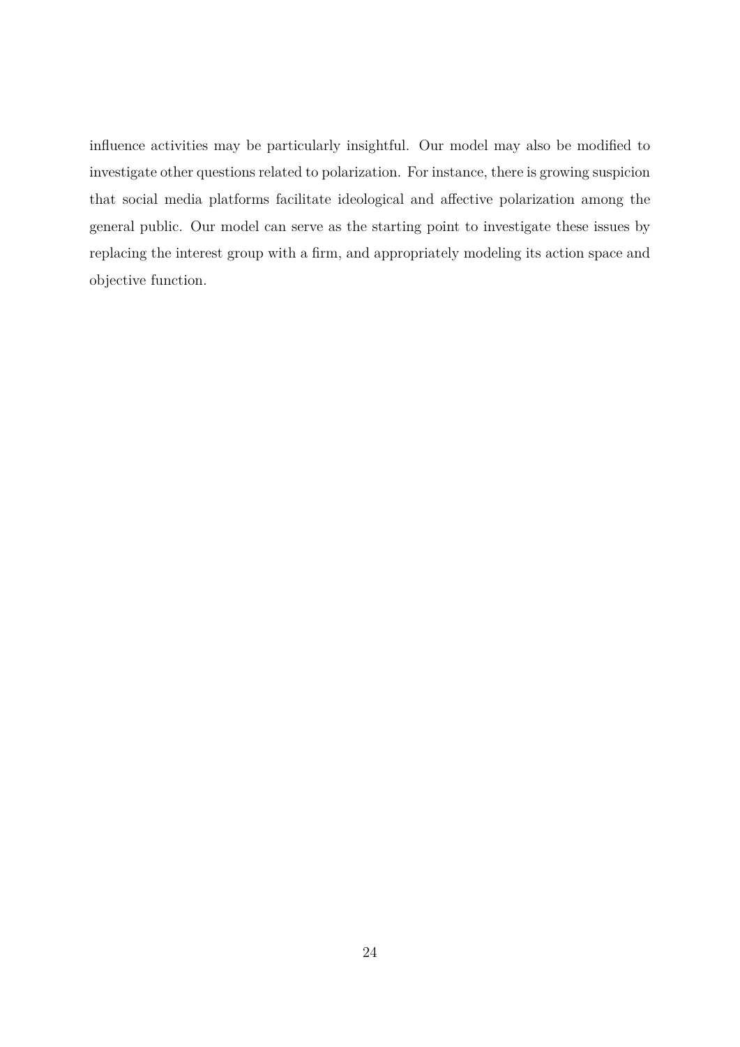influence activities may be particularly insightful. Our model may also be modified to investigate other questions related to polarization. For instance, there is growing suspicion that social media platforms facilitate ideological and affective polarization among the general public. Our model can serve as the starting point to investigate these issues by replacing the interest group with a firm, and appropriately modeling its action space and objective function.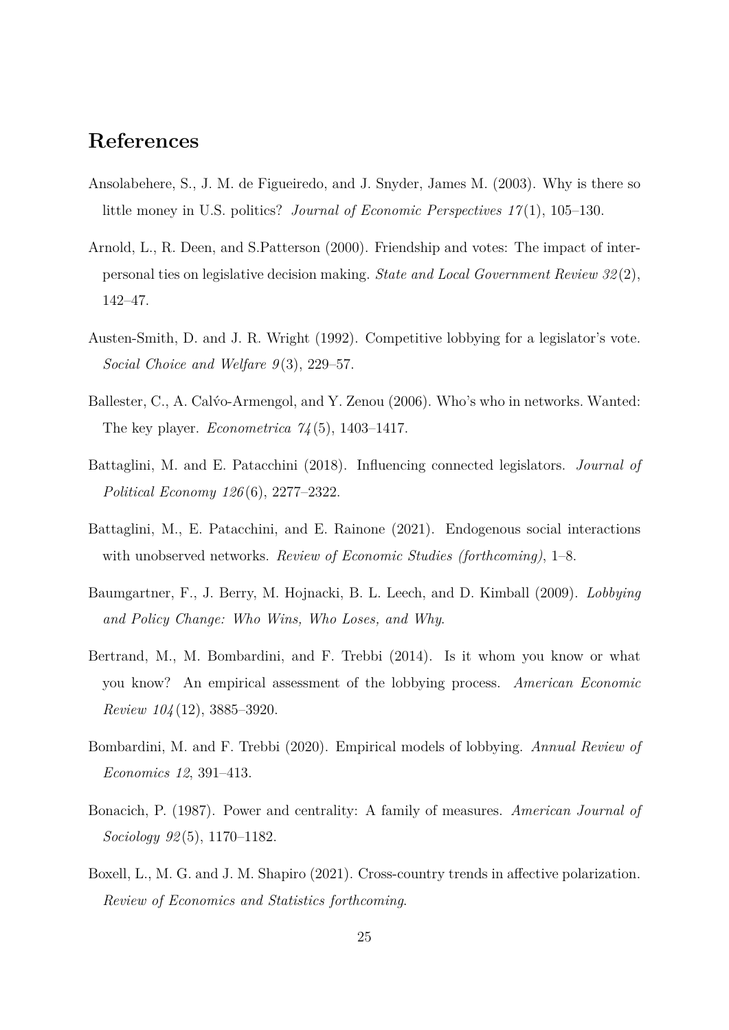# References

Ansolabehere, S., J. M. de Figueiredo, and J. Snyder, James M. (2003). Why is there so little money in U.S. politics? *Journal of Economic Perspectives 17*(1), 105–130.

Arnold, L., R. Deen, and S.Patterson (2000). Friendship and votes: The impact of interpersonal ties on legislative decision making. *State and Local Government Review 32*(2), 142–47.

Austen-Smith, D. and J. R. Wright (1992). Competitive lobbying for a legislator's vote. *Social Choice and Welfare 9*(3), 229–57.

Ballester, C., A. Calv́o-Armengol, and Y. Zenou (2006). Who's who in networks. Wanted: The key player. *Econometrica 74*(5), 1403–1417.

Battaglini, M. and E. Patacchini (2018). Influencing connected legislators. *Journal of Political Economy 126*(6), 2277–2322.

Battaglini, M., E. Patacchini, and E. Rainone (2021). Endogenous social interactions with unobserved networks. *Review of Economic Studies (forthcoming)*, 1–8.

Baumgartner, F., J. Berry, M. Hojnacki, B. L. Leech, and D. Kimball (2009). *Lobbying and Policy Change: Who Wins, Who Loses, and Why*.

Bertrand, M., M. Bombardini, and F. Trebbi (2014). Is it whom you know or what you know? An empirical assessment of the lobbying process. *American Economic Review 104*(12), 3885–3920.

Bombardini, M. and F. Trebbi (2020). Empirical models of lobbying. *Annual Review of Economics 12*, 391–413.

Bonacich, P. (1987). Power and centrality: A family of measures. *American Journal of Sociology 92*(5), 1170–1182.

Boxell, L., M. G. and J. M. Shapiro (2021). Cross-country trends in affective polarization. *Review of Economics and Statistics forthcoming*.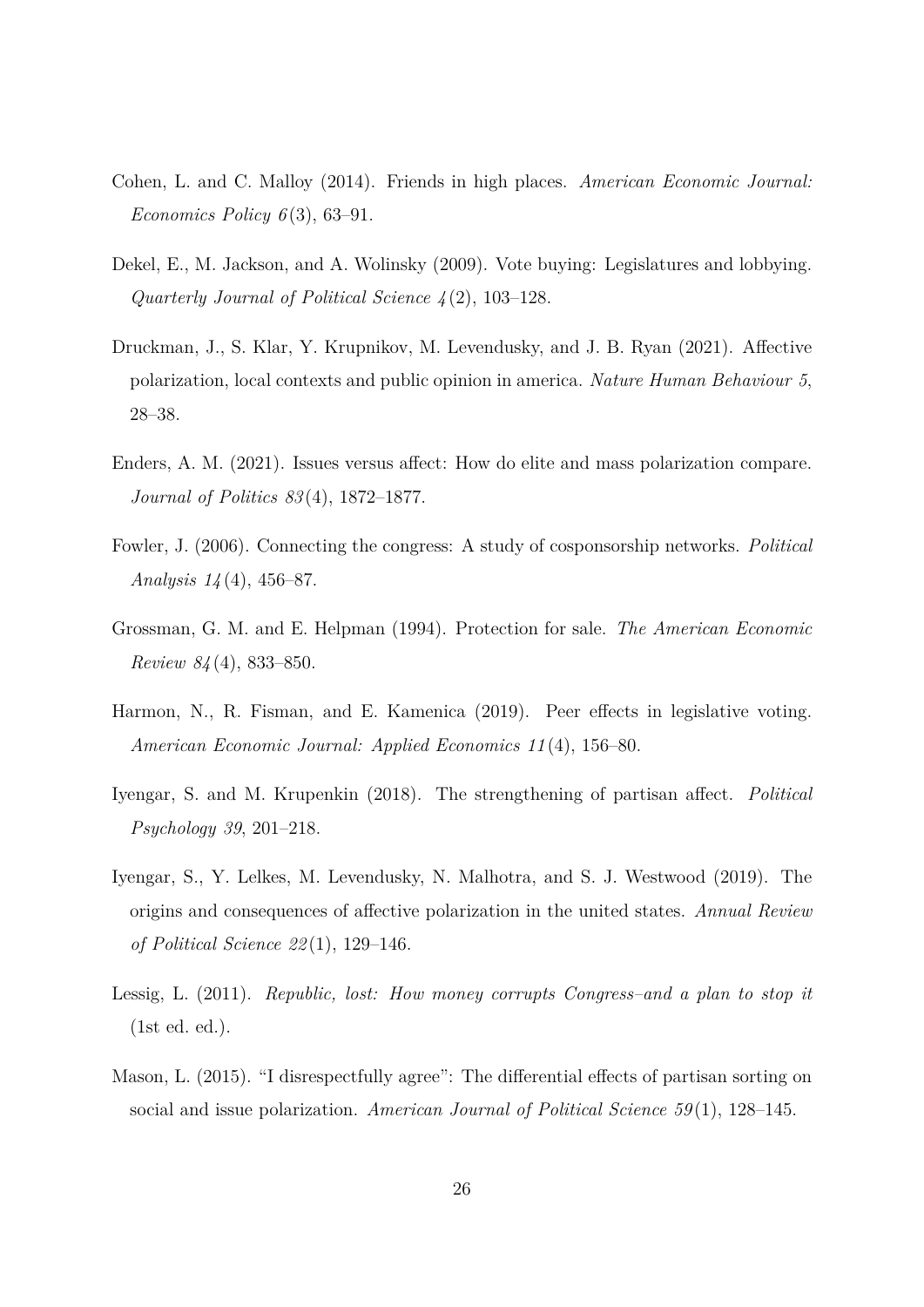Cohen, L. and C. Malloy (2014). Friends in high places. *American Economic Journal: Economics Policy 6*(3), 63–91.

Dekel, E., M. Jackson, and A. Wolinsky (2009). Vote buying: Legislatures and lobbying. *Quarterly Journal of Political Science 4*(2), 103–128.

Druckman, J., S. Klar, Y. Krupnikov, M. Levendusky, and J. B. Ryan (2021). Affective polarization, local contexts and public opinion in america. *Nature Human Behaviour 5*, 28–38.

Enders, A. M. (2021). Issues versus affect: How do elite and mass polarization compare. *Journal of Politics 83*(4), 1872–1877.

Fowler, J. (2006). Connecting the congress: A study of cosponsorship networks. *Political Analysis 14*(4), 456–87.

Grossman, G. M. and E. Helpman (1994). Protection for sale. *The American Economic Review 84*(4), 833–850.

Harmon, N., R. Fisman, and E. Kamenica (2019). Peer effects in legislative voting. *American Economic Journal: Applied Economics 11*(4), 156–80.

Iyengar, S. and M. Krupenkin (2018). The strengthening of partisan affect. *Political Psychology 39*, 201–218.

Iyengar, S., Y. Lelkes, M. Levendusky, N. Malhotra, and S. J. Westwood (2019). The origins and consequences of affective polarization in the united states. *Annual Review of Political Science 22*(1), 129–146.

Lessig, L. (2011). *Republic, lost: How money corrupts Congress–and a plan to stop it* (1st ed. ed.).

Mason, L. (2015). "I disrespectfully agree": The differential effects of partisan sorting on social and issue polarization. *American Journal of Political Science 59*(1), 128–145.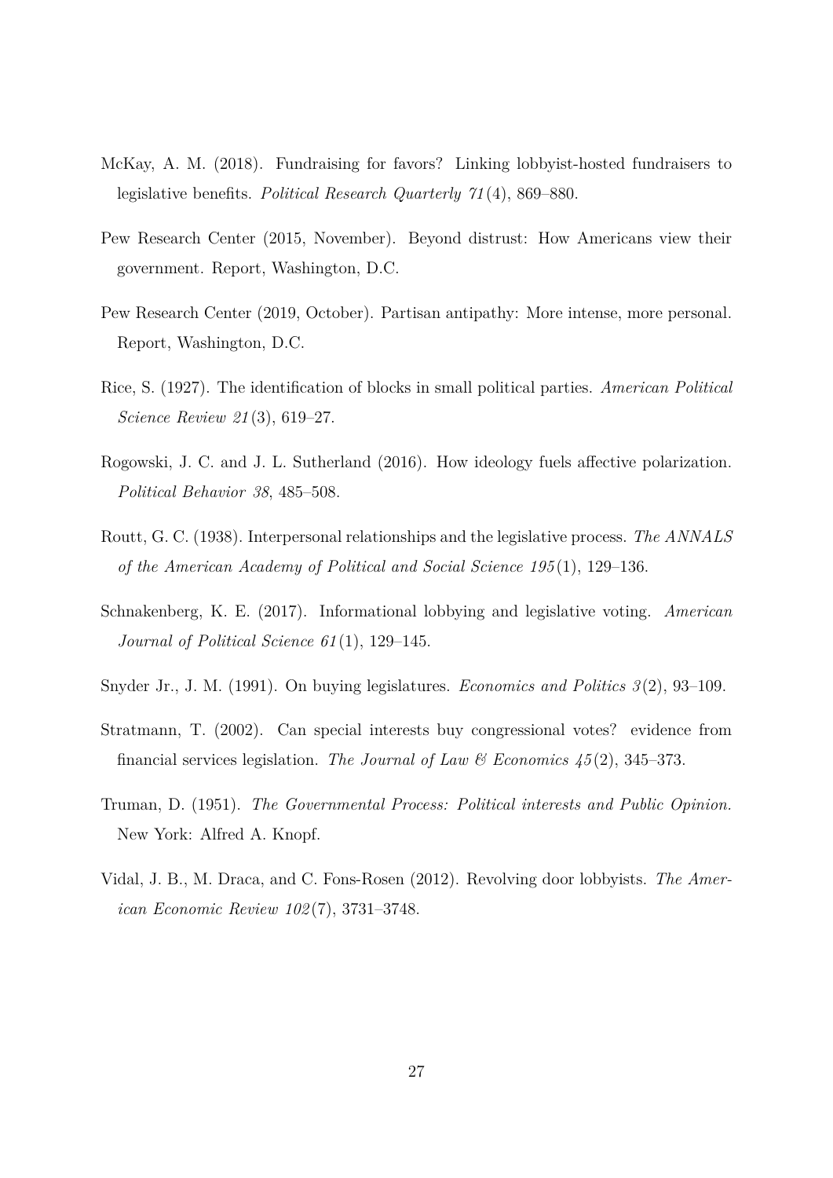McKay, A. M. (2018). Fundraising for favors? Linking lobbyist-hosted fundraisers to legislative benefits. *Political Research Quarterly 71*(4), 869–880.

Pew Research Center (2015, November). Beyond distrust: How Americans view their government. Report, Washington, D.C.

Pew Research Center (2019, October). Partisan antipathy: More intense, more personal. Report, Washington, D.C.

Rice, S. (1927). The identification of blocks in small political parties. *American Political Science Review 21*(3), 619–27.

Rogowski, J. C. and J. L. Sutherland (2016). How ideology fuels affective polarization. *Political Behavior 38*, 485–508.

Routt, G. C. (1938). Interpersonal relationships and the legislative process. *The ANNALS of the American Academy of Political and Social Science 195*(1), 129–136.

Schnakenberg, K. E. (2017). Informational lobbying and legislative voting. *American Journal of Political Science 61*(1), 129–145.

Snyder Jr., J. M. (1991). On buying legislatures. *Economics and Politics 3*(2), 93–109.

Stratmann, T. (2002). Can special interests buy congressional votes? evidence from financial services legislation. *The Journal of Law & Economics 45*(2), 345–373.

Truman, D. (1951). *The Governmental Process: Political interests and Public Opinion.* New York: Alfred A. Knopf.

Vidal, J. B., M. Draca, and C. Fons-Rosen (2012). Revolving door lobbyists. *The American Economic Review 102*(7), 3731–3748.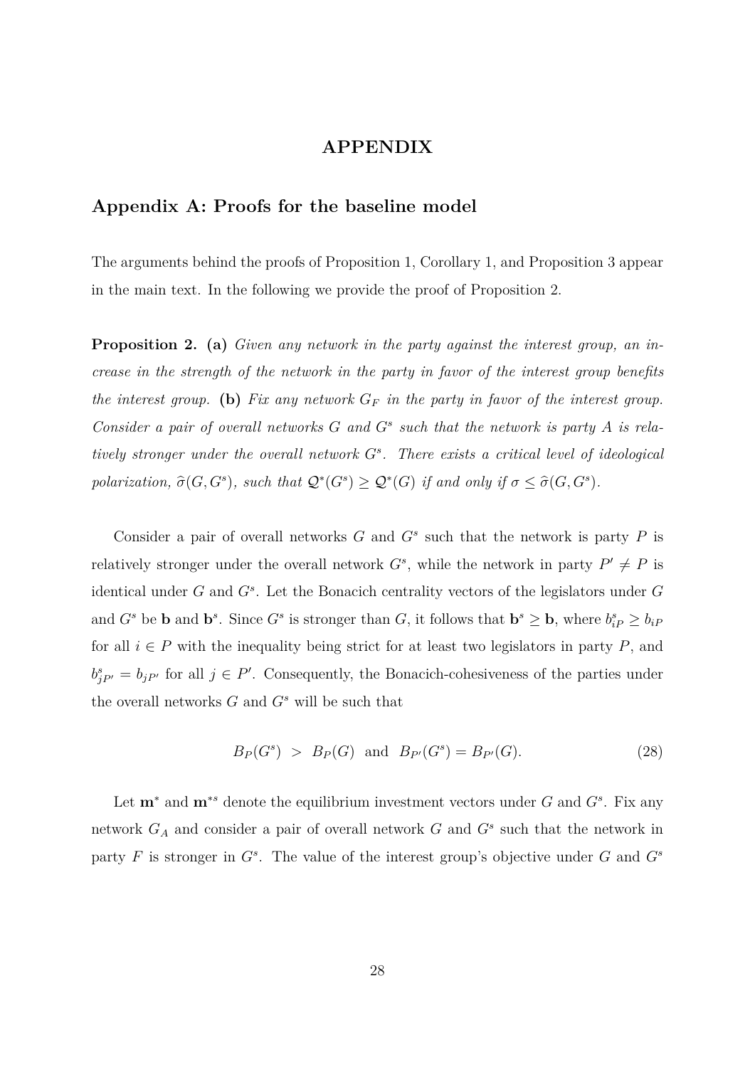# APPENDIX

## Appendix A: Proofs for the baseline model

The arguments behind the proofs of Proposition 1, Corollary 1, and Proposition 3 appear in the main text. In the following we provide the proof of Proposition 2.

**Proposition 2.** **(a)** *Given any network in the party against the interest group, an increase in the strength of the network in the party in favor of the interest group benefits the interest group.* **(b)** *Fix any network $G_F$ in the party in favor of the interest group. Consider a pair of overall networks $G$ and $G^s$ such that the network is party $A$ is relatively stronger under the overall network $G^s$. There exists a critical level of ideological polarization, $\widehat{\sigma}(G, G^s)$, such that $\mathcal{Q}^*(G^s) \geq \mathcal{Q}^*(G)$ if and only if $\sigma \leq \widehat{\sigma}(G, G^s)$.*

Consider a pair of overall networks $G$ and $G^s$ such that the network is party $P$ is relatively stronger under the overall network $G^s$, while the network in party $P' \neq P$ is identical under $G$ and $G^s$. Let the Bonacich centrality vectors of the legislators under $G$ and $G^s$ be $\mathbf{b}$ and $\mathbf{b}^s$. Since $G^s$ is stronger than $G$, it follows that $\mathbf{b}^s \geq \mathbf{b}$, where $b^s_{iP} \geq b_{iP}$ for all $i \in P$ with the inequality being strict for at least two legislators in party $P$, and $b^s_{jP'} = b_{jP'}$ for all $j \in P'$. Consequently, the Bonacich-cohesiveness of the parties under the overall networks $G$ and $G^s$ will be such that

$$B_P(G^s) \; > \; B_P(G) \;\; \text{and} \;\; B_{P'}(G^s) = B_{P'}(G). \tag{28}$$

Let $\mathbf{m}^*$ and $\mathbf{m}^{*s}$ denote the equilibrium investment vectors under $G$ and $G^s$. Fix any network $G_A$ and consider a pair of overall network $G$ and $G^s$ such that the network in party $F$ is stronger in $G^s$. The value of the interest group's objective under $G$ and $G^s$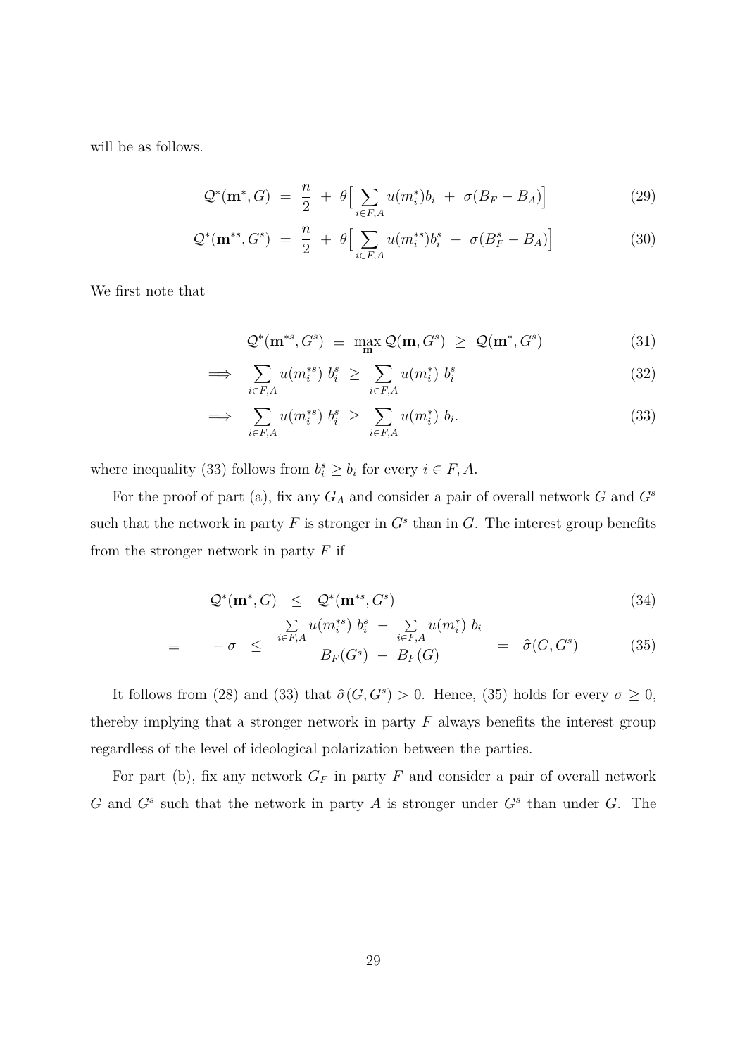will be as follows.

$$\mathcal{Q}^*(\mathbf{m}^*, G) \;=\; \frac{n}{2} \;+\; \theta\Big[\sum_{i \in F,A} u(m_i^*) b_i \;+\; \sigma(B_F - B_A)\Big] \tag{29}$$

$$\mathcal{Q}^*(\mathbf{m}^{*s}, G^s) \;=\; \frac{n}{2} \;+\; \theta\Big[\sum_{i \in F,A} u(m_i^{*s}) b_i^s \;+\; \sigma(B_F^s - B_A)\Big] \tag{30}$$

We first note that

$$\mathcal{Q}^*(\mathbf{m}^{*s}, G^s) \;\equiv\; \max_{\mathbf{m}} \mathcal{Q}(\mathbf{m}, G^s) \;\geq\; \mathcal{Q}(\mathbf{m}^*, G^s) \tag{31}$$

$$\implies \quad \sum_{i \in F,A} u(m_i^{*s})\; b_i^s \;\geq\; \sum_{i \in F,A} u(m_i^*)\; b_i^s \tag{32}$$

$$\implies \quad \sum_{i \in F,A} u(m_i^{*s})\; b_i^s \;\geq\; \sum_{i \in F,A} u(m_i^*)\; b_i. \tag{33}$$

where inequality (33) follows from $b_i^s \geq b_i$ for every $i \in F, A$.

For the proof of part (a), fix any $G_A$ and consider a pair of overall network $G$ and $G^s$ such that the network in party $F$ is stronger in $G^s$ than in $G$. The interest group benefits from the stronger network in party $F$ if

$$\mathcal{Q}^*(\mathbf{m}^*, G) \quad \leq \quad \mathcal{Q}^*(\mathbf{m}^{*s}, G^s) \tag{34}$$

$$\equiv \qquad -\sigma \quad \leq \quad \frac{\sum_{i \in F,A} u(m_i^{*s})\; b_i^s \;-\; \sum_{i \in F,A} u(m_i^*)\; b_i}{B_F(G^s) \;-\; B_F(G)} \quad = \quad \widehat{\sigma}(G, G^s) \tag{35}$$

It follows from (28) and (33) that $\widehat{\sigma}(G, G^s) > 0$. Hence, (35) holds for every $\sigma \geq 0$, thereby implying that a stronger network in party $F$ always benefits the interest group regardless of the level of ideological polarization between the parties.

For part (b), fix any network $G_F$ in party $F$ and consider a pair of overall network $G$ and $G^s$ such that the network in party $A$ is stronger under $G^s$ than under $G$. The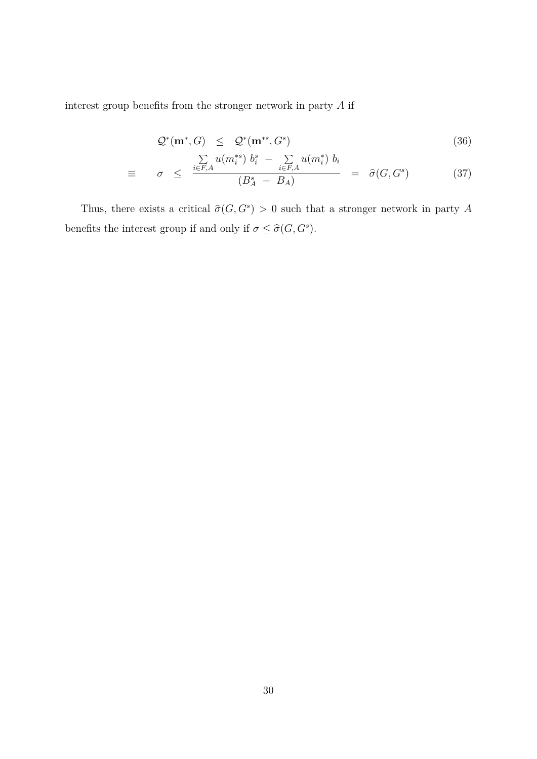interest group benefits from the stronger network in party $A$ if

$$
\begin{aligned}
& \mathcal{Q}^*(\mathbf{m}^*, G) \quad \leq \quad \mathcal{Q}^*(\mathbf{m}^{*s}, G^s) && (36) \\
\equiv \quad & \sigma \quad \leq \quad \frac{\sum\limits_{i \in F,A} u(m_i^{*s})\; b_i^s \; - \; \sum\limits_{i \in F,A} u(m_i^*)\; b_i}{(B_A^s \; - \; B_A)} \quad = \quad \widehat{\sigma}(G, G^s) && (37)
\end{aligned}
$$

Thus, there exists a critical $\widehat{\sigma}(G, G^s) > 0$ such that a stronger network in party $A$ benefits the interest group if and only if $\sigma \leq \widehat{\sigma}(G, G^s)$.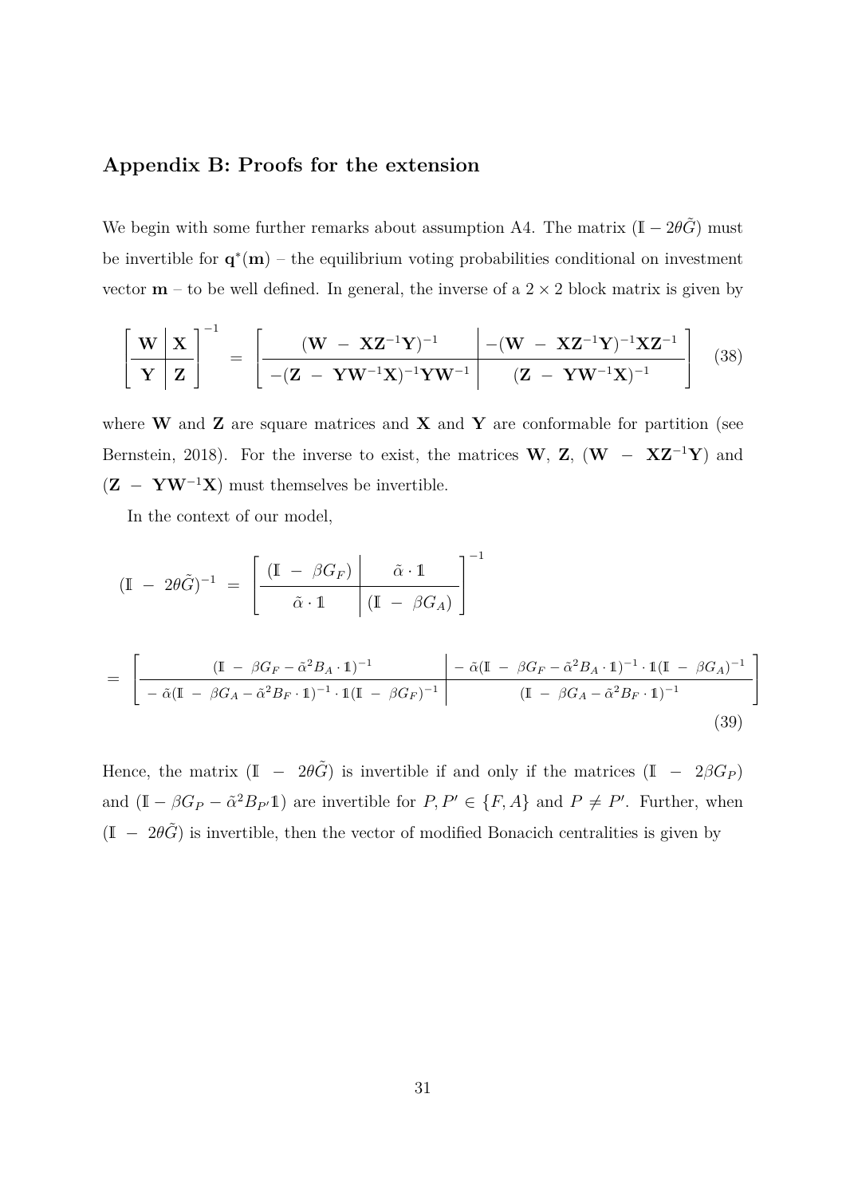## Appendix B: Proofs for the extension

We begin with some further remarks about assumption A4. The matrix $(\mathbb{I} - 2\theta\tilde{G})$ must be invertible for $\mathbf{q}^*(\mathbf{m})$ – the equilibrium voting probabilities conditional on investment vector $\mathbf{m}$ – to be well defined. In general, the inverse of a $2 \times 2$ block matrix is given by

$$\left[\begin{array}{c|c} \mathbf{W} & \mathbf{X} \\ \hline \mathbf{Y} & \mathbf{Z} \end{array}\right]^{-1} = \left[\begin{array}{c|c} (\mathbf{W} - \mathbf{X}\mathbf{Z}^{-1}\mathbf{Y})^{-1} & -(\mathbf{W} - \mathbf{X}\mathbf{Z}^{-1}\mathbf{Y})^{-1}\mathbf{X}\mathbf{Z}^{-1} \\ \hline -(\mathbf{Z} - \mathbf{Y}\mathbf{W}^{-1}\mathbf{X})^{-1}\mathbf{Y}\mathbf{W}^{-1} & (\mathbf{Z} - \mathbf{Y}\mathbf{W}^{-1}\mathbf{X})^{-1} \end{array}\right] \tag{38}$$

where $\mathbf{W}$ and $\mathbf{Z}$ are square matrices and $\mathbf{X}$ and $\mathbf{Y}$ are conformable for partition (see Bernstein, 2018). For the inverse to exist, the matrices $\mathbf{W}$, $\mathbf{Z}$, $(\mathbf{W} - \mathbf{X}\mathbf{Z}^{-1}\mathbf{Y})$ and $(\mathbf{Z} - \mathbf{Y}\mathbf{W}^{-1}\mathbf{X})$ must themselves be invertible.

In the context of our model,

$$(\mathbb{I} - 2\theta\tilde{G})^{-1} = \left[\begin{array}{c|c} (\mathbb{I} - \beta G_F) & \tilde{\alpha} \cdot \mathbb{1} \\ \hline \tilde{\alpha} \cdot \mathbb{1} & (\mathbb{I} - \beta G_A) \end{array}\right]^{-1}$$

$$= \left[\begin{array}{c|c} (\mathbb{I} - \beta G_F - \tilde{\alpha}^2 B_A \cdot \mathbb{1})^{-1} & -\tilde{\alpha}(\mathbb{I} - \beta G_F - \tilde{\alpha}^2 B_A \cdot \mathbb{1})^{-1} \cdot \mathbb{1}(\mathbb{I} - \beta G_A)^{-1} \\ \hline -\tilde{\alpha}(\mathbb{I} - \beta G_A - \tilde{\alpha}^2 B_F \cdot \mathbb{1})^{-1} \cdot \mathbb{1}(\mathbb{I} - \beta G_F)^{-1} & (\mathbb{I} - \beta G_A - \tilde{\alpha}^2 B_F \cdot \mathbb{1})^{-1} \end{array}\right] \tag{39}$$

Hence, the matrix $(\mathbb{I} - 2\theta\tilde{G})$ is invertible if and only if the matrices $(\mathbb{I} - 2\beta G_P)$ and $(\mathbb{I} - \beta G_P - \tilde{\alpha}^2 B_{P'}\mathbb{1})$ are invertible for $P, P' \in \{F, A\}$ and $P \neq P'$. Further, when $(\mathbb{I} - 2\theta\tilde{G})$ is invertible, then the vector of modified Bonacich centralities is given by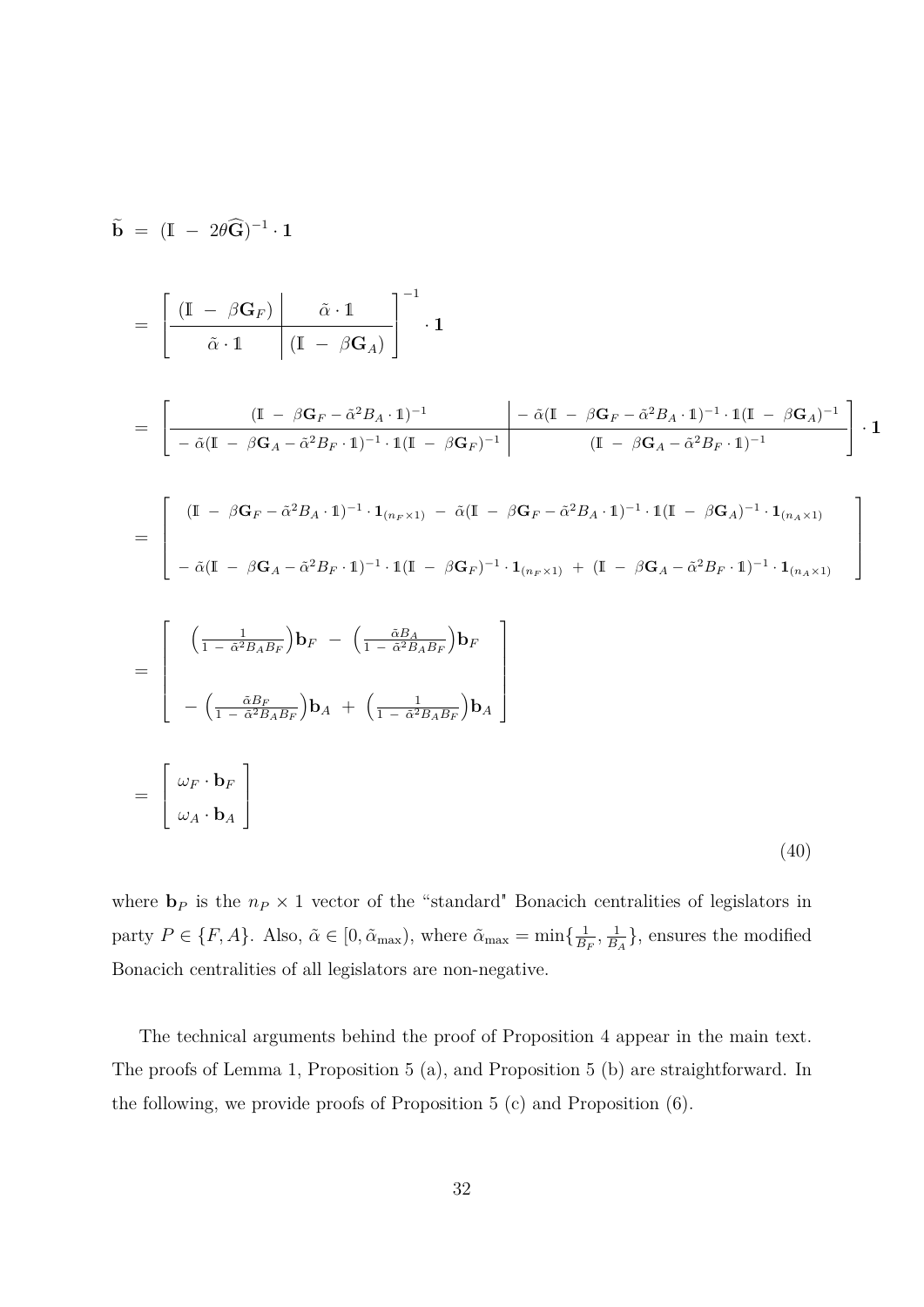$$
\begin{aligned}
\widetilde{\mathbf{b}} &= (\mathbb{I} \ - \ 2\theta\widehat{\mathbf{G}})^{-1} \cdot \mathbf{1} \\
&= \left[\begin{array}{c|c} (\mathbb{I} \ - \ \beta\mathbf{G}_F) & \tilde{\alpha} \cdot \mathbb{1} \\ \hline \tilde{\alpha} \cdot \mathbb{1} & (\mathbb{I} \ - \ \beta\mathbf{G}_A) \end{array}\right]^{-1} \cdot \mathbf{1} \\
&= \left[\begin{array}{c|c} (\mathbb{I} \ - \ \beta\mathbf{G}_F - \tilde{\alpha}^2 B_A \cdot \mathbb{1})^{-1} & -\tilde{\alpha}(\mathbb{I} \ - \ \beta\mathbf{G}_F - \tilde{\alpha}^2 B_A \cdot \mathbb{1})^{-1} \cdot \mathbb{1}(\mathbb{I} \ - \ \beta\mathbf{G}_A)^{-1} \\ \hline -\tilde{\alpha}(\mathbb{I} \ - \ \beta\mathbf{G}_A - \tilde{\alpha}^2 B_F \cdot \mathbb{1})^{-1} \cdot \mathbb{1}(\mathbb{I} \ - \ \beta\mathbf{G}_F)^{-1} & (\mathbb{I} \ - \ \beta\mathbf{G}_A - \tilde{\alpha}^2 B_F \cdot \mathbb{1})^{-1} \end{array}\right] \cdot \mathbf{1} \\
&= \left[\begin{array}{c} (\mathbb{I} \ - \ \beta\mathbf{G}_F - \tilde{\alpha}^2 B_A \cdot \mathbb{1})^{-1} \cdot \mathbf{1}_{(n_F \times 1)} \ - \ \tilde{\alpha}(\mathbb{I} \ - \ \beta\mathbf{G}_F - \tilde{\alpha}^2 B_A \cdot \mathbb{1})^{-1} \cdot \mathbb{1}(\mathbb{I} \ - \ \beta\mathbf{G}_A)^{-1} \cdot \mathbf{1}_{(n_A \times 1)} \\ \\ -\tilde{\alpha}(\mathbb{I} \ - \ \beta\mathbf{G}_A - \tilde{\alpha}^2 B_F \cdot \mathbb{1})^{-1} \cdot \mathbb{1}(\mathbb{I} \ - \ \beta\mathbf{G}_F)^{-1} \cdot \mathbf{1}_{(n_F \times 1)} \ + \ (\mathbb{I} \ - \ \beta\mathbf{G}_A - \tilde{\alpha}^2 B_F \cdot \mathbb{1})^{-1} \cdot \mathbf{1}_{(n_A \times 1)} \end{array}\right] \\
&= \left[\begin{array}{c} \left(\frac{1}{1 \ - \ \tilde{\alpha}^2 B_A B_F}\right)\mathbf{b}_F \ - \ \left(\frac{\tilde{\alpha} B_A}{1 \ - \ \tilde{\alpha}^2 B_A B_F}\right)\mathbf{b}_F \\ \\ -\left(\frac{\tilde{\alpha} B_F}{1 \ - \ \tilde{\alpha}^2 B_A B_F}\right)\mathbf{b}_A \ + \ \left(\frac{1}{1 \ - \ \tilde{\alpha}^2 B_A B_F}\right)\mathbf{b}_A \end{array}\right] \\
&= \left[\begin{array}{c} \omega_F \cdot \mathbf{b}_F \\ \omega_A \cdot \mathbf{b}_A \end{array}\right]
\end{aligned}
\tag{40}
$$

where $\mathbf{b}_P$ is the $n_P \times 1$ vector of the "standard" Bonacich centralities of legislators in party $P \in \{F, A\}$. Also, $\tilde{\alpha} \in [0, \tilde{\alpha}_{\max})$, where $\tilde{\alpha}_{\max} = \min\{\frac{1}{B_F}, \frac{1}{B_A}\}$, ensures the modified Bonacich centralities of all legislators are non-negative.

The technical arguments behind the proof of Proposition 4 appear in the main text. The proofs of Lemma 1, Proposition 5 (a), and Proposition 5 (b) are straightforward. In the following, we provide proofs of Proposition 5 (c) and Proposition (6).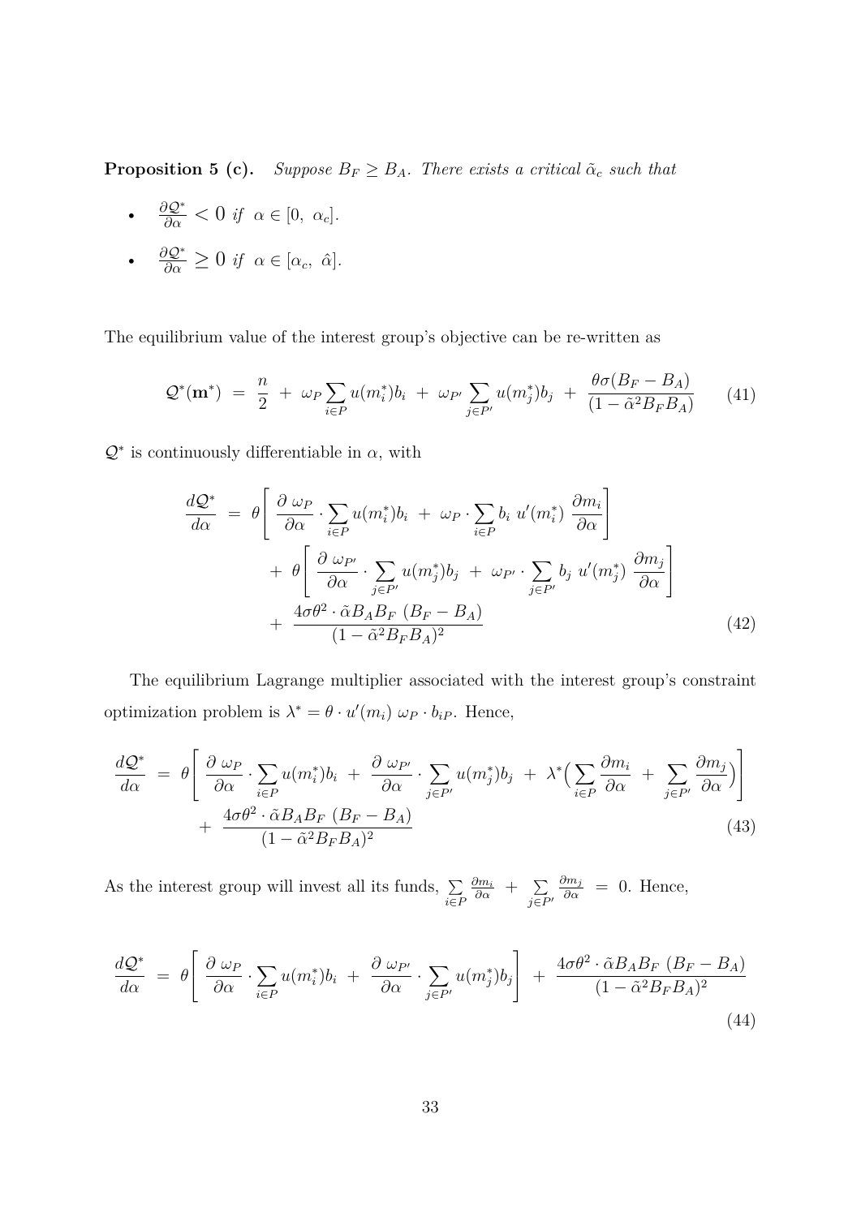**Proposition 5 (c).** *Suppose $B_F \geq B_A$. There exists a critical $\tilde{\alpha}_c$ such that*

- $\frac{\partial \mathcal{Q}^*}{\partial \alpha} < 0$ *if* $\alpha \in [0,\ \alpha_c]$.
- $\frac{\partial \mathcal{Q}^*}{\partial \alpha} \geq 0$ *if* $\alpha \in [\alpha_c,\ \hat{\alpha}]$.

The equilibrium value of the interest group's objective can be re-written as

$$\mathcal{Q}^*(\mathbf{m}^*) \;=\; \frac{n}{2} \;+\; \omega_P \sum_{i \in P} u(m_i^*) b_i \;+\; \omega_{P'} \sum_{j \in P'} u(m_j^*) b_j \;+\; \frac{\theta \sigma (B_F - B_A)}{(1 - \tilde{\alpha}^2 B_F B_A)} \tag{41}$$

$\mathcal{Q}^*$ is continuously differentiable in $\alpha$, with

$$\begin{aligned}
\frac{d\mathcal{Q}^*}{d\alpha} \;=\; & \theta \Bigg[ \frac{\partial \; \omega_P}{\partial \alpha} \cdot \sum_{i \in P} u(m_i^*) b_i \;+\; \omega_P \cdot \sum_{i \in P} b_i \; u'(m_i^*) \; \frac{\partial m_i}{\partial \alpha} \Bigg] \\
& + \; \theta \Bigg[ \frac{\partial \; \omega_{P'}}{\partial \alpha} \cdot \sum_{j \in P'} u(m_j^*) b_j \;+\; \omega_{P'} \cdot \sum_{j \in P'} b_j \; u'(m_j^*) \; \frac{\partial m_j}{\partial \alpha} \Bigg] \\
& + \; \frac{4 \sigma \theta^2 \cdot \tilde{\alpha} B_A B_F \; (B_F - B_A)}{(1 - \tilde{\alpha}^2 B_F B_A)^2}
\end{aligned} \tag{42}$$

The equilibrium Lagrange multiplier associated with the interest group's constraint optimization problem is $\lambda^* = \theta \cdot u'(m_i) \; \omega_P \cdot b_{iP}$. Hence,

$$\begin{aligned}
\frac{d\mathcal{Q}^*}{d\alpha} \;=\; & \theta \Bigg[ \frac{\partial \; \omega_P}{\partial \alpha} \cdot \sum_{i \in P} u(m_i^*) b_i \;+\; \frac{\partial \; \omega_{P'}}{\partial \alpha} \cdot \sum_{j \in P'} u(m_j^*) b_j \;+\; \lambda^* \Big( \sum_{i \in P} \frac{\partial m_i}{\partial \alpha} \;+\; \sum_{j \in P'} \frac{\partial m_j}{\partial \alpha} \Big) \Bigg] \\
& + \; \frac{4 \sigma \theta^2 \cdot \tilde{\alpha} B_A B_F \; (B_F - B_A)}{(1 - \tilde{\alpha}^2 B_F B_A)^2}
\end{aligned} \tag{43}$$

As the interest group will invest all its funds, $\sum_{i \in P} \frac{\partial m_i}{\partial \alpha} \;+\; \sum_{j \in P'} \frac{\partial m_j}{\partial \alpha} \;=\; 0$. Hence,

$$\frac{d\mathcal{Q}^*}{d\alpha} \;=\; \theta \Bigg[ \frac{\partial \; \omega_P}{\partial \alpha} \cdot \sum_{i \in P} u(m_i^*) b_i \;+\; \frac{\partial \; \omega_{P'}}{\partial \alpha} \cdot \sum_{j \in P'} u(m_j^*) b_j \Bigg] \;+\; \frac{4 \sigma \theta^2 \cdot \tilde{\alpha} B_A B_F \; (B_F - B_A)}{(1 - \tilde{\alpha}^2 B_F B_A)^2} \tag{44}$$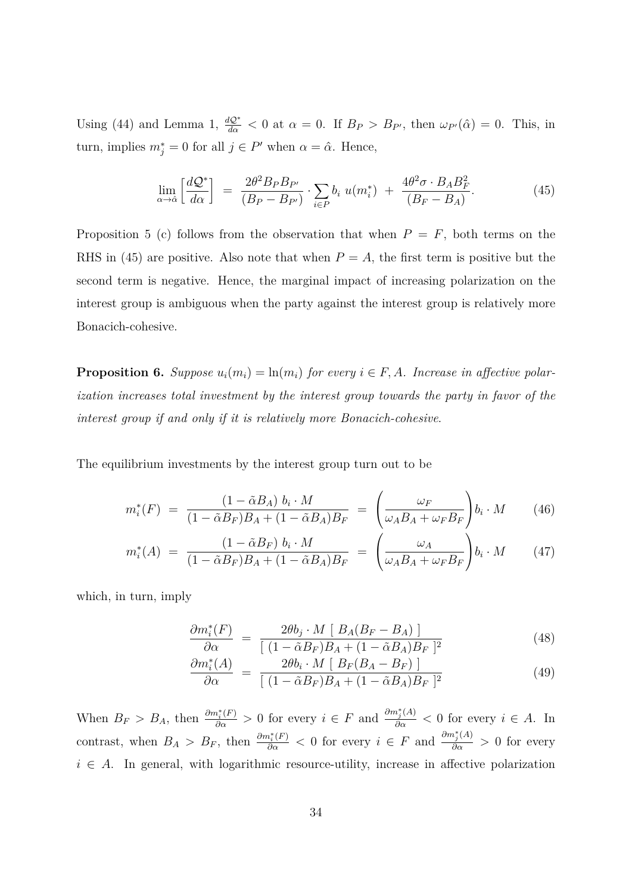Using (44) and Lemma 1, $\frac{d\mathcal{Q}^*}{d\alpha} < 0$ at $\alpha = 0$. If $B_P > B_{P'}$, then $\omega_{P'}(\hat{\alpha}) = 0$. This, in turn, implies $m_j^* = 0$ for all $j \in P'$ when $\alpha = \hat{\alpha}$. Hence,

$$\lim_{\alpha \to \hat{\alpha}} \left[ \frac{d\mathcal{Q}^*}{d\alpha} \right] \;=\; \frac{2\theta^2 B_P B_{P'}}{(B_P - B_{P'})} \cdot \sum_{i \in P} b_i \; u(m_i^*) \;+\; \frac{4\theta^2 \sigma \cdot B_A B_F^2}{(B_F - B_A)}. \tag{45}$$

Proposition 5 (c) follows from the observation that when $P = F$, both terms on the RHS in (45) are positive. Also note that when $P = A$, the first term is positive but the second term is negative. Hence, the marginal impact of increasing polarization on the interest group is ambiguous when the party against the interest group is relatively more Bonacich-cohesive.

**Proposition 6.** *Suppose $u_i(m_i) = \ln(m_i)$ for every $i \in F, A$. Increase in affective polarization increases total investment by the interest group towards the party in favor of the interest group if and only if it is relatively more Bonacich-cohesive.*

The equilibrium investments by the interest group turn out to be

$$m_i^*(F) \;=\; \frac{(1 - \tilde{\alpha} B_A) \; b_i \cdot M}{(1 - \tilde{\alpha} B_F) B_A + (1 - \tilde{\alpha} B_A) B_F} \;=\; \left( \frac{\omega_F}{\omega_A B_A + \omega_F B_F} \right) b_i \cdot M \tag{46}$$

$$m_i^*(A) \;=\; \frac{(1 - \tilde{\alpha} B_F) \; b_i \cdot M}{(1 - \tilde{\alpha} B_F) B_A + (1 - \tilde{\alpha} B_A) B_F} \;=\; \left( \frac{\omega_A}{\omega_A B_A + \omega_F B_F} \right) b_i \cdot M \tag{47}$$

which, in turn, imply

$$\frac{\partial m_i^*(F)}{\partial \alpha} \;=\; \frac{2\theta b_j \cdot M \; [\; B_A(B_F - B_A) \;]}{[\; (1 - \tilde{\alpha} B_F) B_A + (1 - \tilde{\alpha} B_A) B_F \;]^2} \tag{48}$$

$$\frac{\partial m_i^*(A)}{\partial \alpha} \;=\; \frac{2\theta b_i \cdot M \; [\; B_F(B_A - B_F) \;]}{[\; (1 - \tilde{\alpha} B_F) B_A + (1 - \tilde{\alpha} B_A) B_F \;]^2} \tag{49}$$

When $B_F > B_A$, then $\frac{\partial m_i^*(F)}{\partial \alpha} > 0$ for every $i \in F$ and $\frac{\partial m_j^*(A)}{\partial \alpha} < 0$ for every $i \in A$. In contrast, when $B_A > B_F$, then $\frac{\partial m_i^*(F)}{\partial \alpha} < 0$ for every $i \in F$ and $\frac{\partial m_j^*(A)}{\partial \alpha} > 0$ for every $i \in A$. In general, with logarithmic resource-utility, increase in affective polarization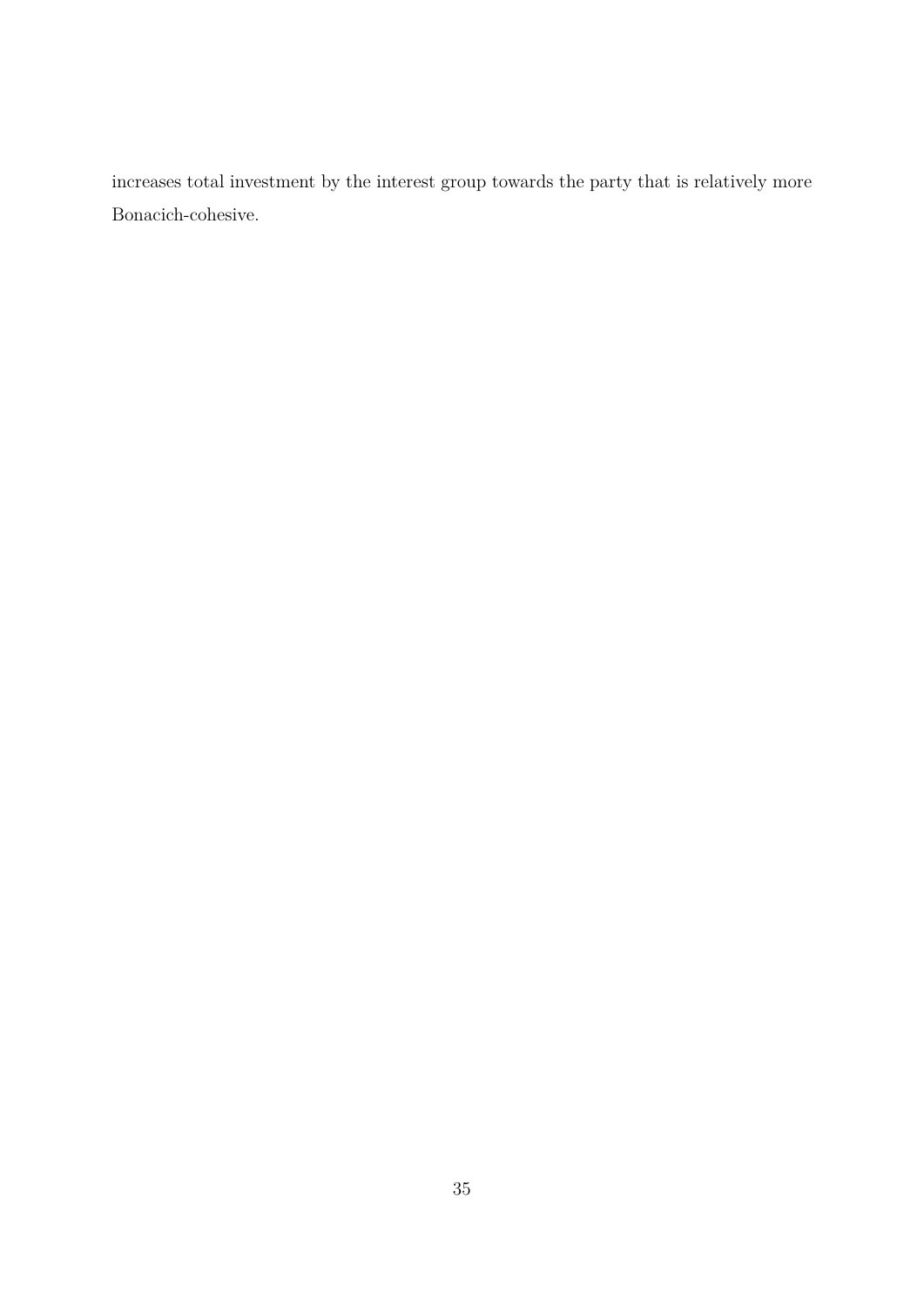increases total investment by the interest group towards the party that is relatively more Bonacich-cohesive.